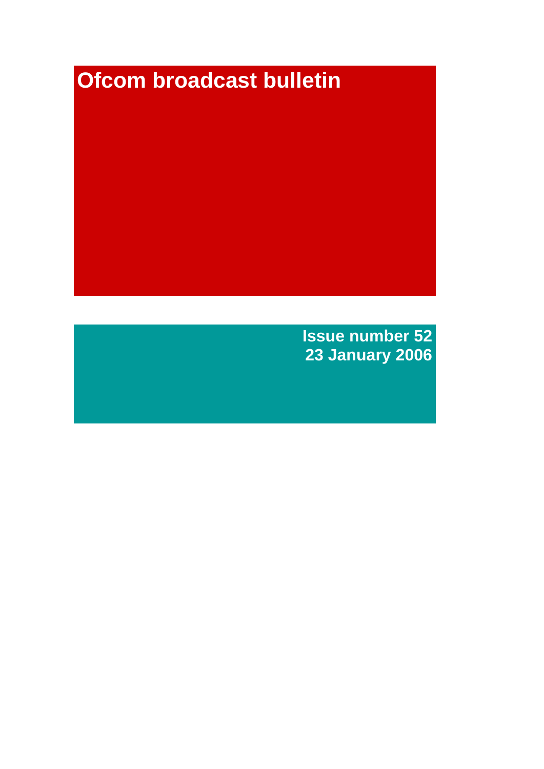# Ofcom broadcast bulletin

**Issue number 52**
**23 January 2006**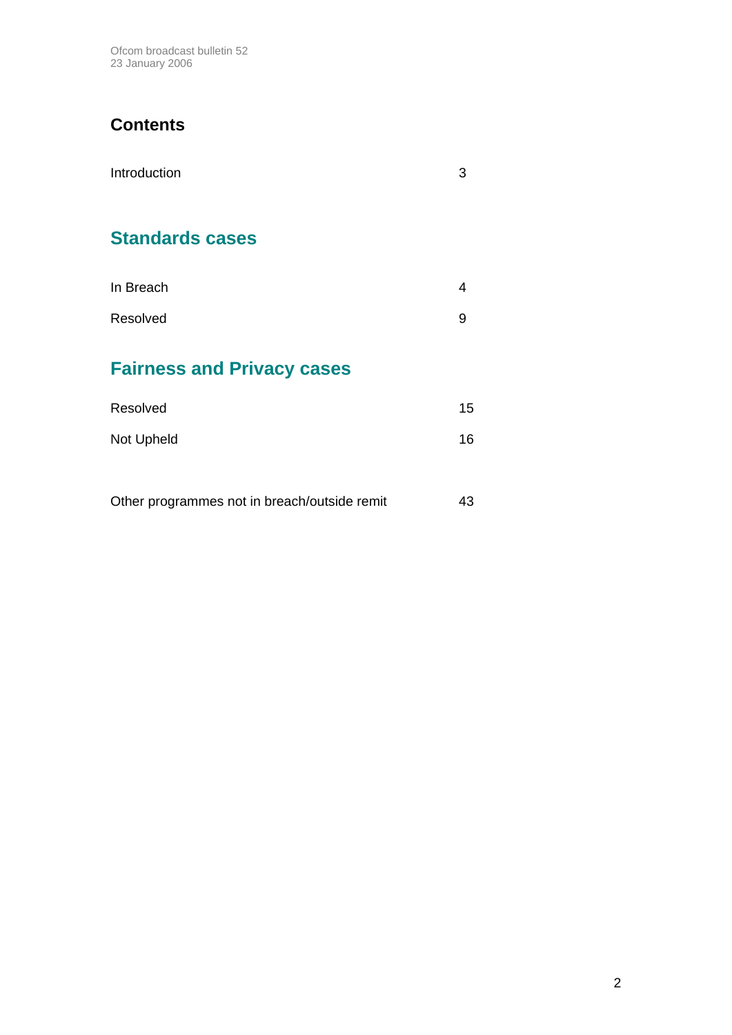## Contents

Introduction 3

## Standards cases

In Breach 4

Resolved 9

## Fairness and Privacy cases

Resolved 15

Not Upheld 16

Other programmes not in breach/outside remit 43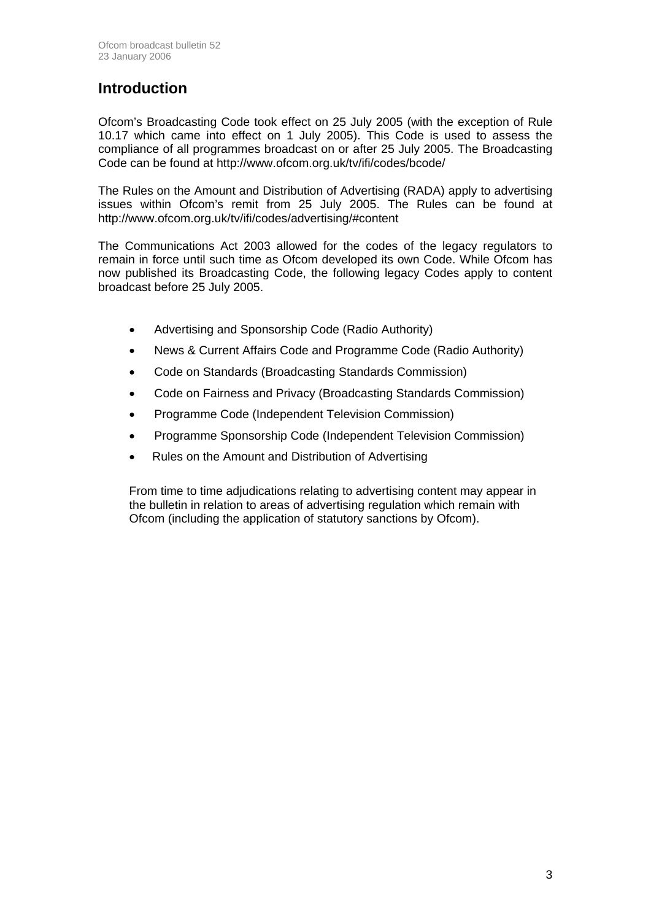# Introduction

Ofcom's Broadcasting Code took effect on 25 July 2005 (with the exception of Rule 10.17 which came into effect on 1 July 2005). This Code is used to assess the compliance of all programmes broadcast on or after 25 July 2005. The Broadcasting Code can be found at http://www.ofcom.org.uk/tv/ifi/codes/bcode/

The Rules on the Amount and Distribution of Advertising (RADA) apply to advertising issues within Ofcom's remit from 25 July 2005. The Rules can be found at http://www.ofcom.org.uk/tv/ifi/codes/advertising/#content

The Communications Act 2003 allowed for the codes of the legacy regulators to remain in force until such time as Ofcom developed its own Code. While Ofcom has now published its Broadcasting Code, the following legacy Codes apply to content broadcast before 25 July 2005.

- Advertising and Sponsorship Code (Radio Authority)
- News & Current Affairs Code and Programme Code (Radio Authority)
- Code on Standards (Broadcasting Standards Commission)
- Code on Fairness and Privacy (Broadcasting Standards Commission)
- Programme Code (Independent Television Commission)
- Programme Sponsorship Code (Independent Television Commission)
- Rules on the Amount and Distribution of Advertising

From time to time adjudications relating to advertising content may appear in the bulletin in relation to areas of advertising regulation which remain with Ofcom (including the application of statutory sanctions by Ofcom).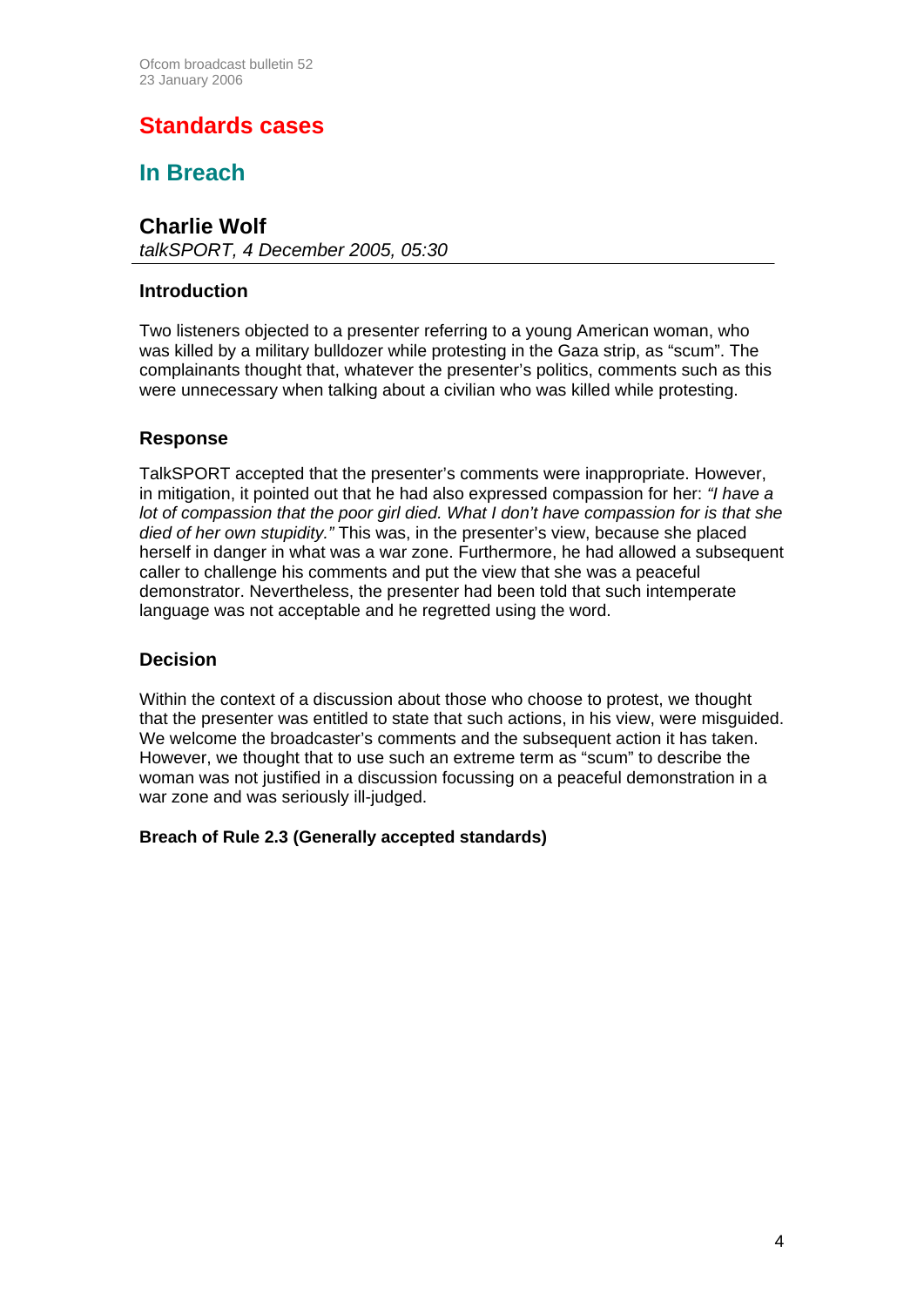# Standards cases

## In Breach

### Charlie Wolf

*talkSPORT, 4 December 2005, 05:30*

#### Introduction

Two listeners objected to a presenter referring to a young American woman, who was killed by a military bulldozer while protesting in the Gaza strip, as "scum". The complainants thought that, whatever the presenter's politics, comments such as this were unnecessary when talking about a civilian who was killed while protesting.

#### Response

TalkSPORT accepted that the presenter's comments were inappropriate. However, in mitigation, it pointed out that he had also expressed compassion for her: *"I have a lot of compassion that the poor girl died. What I don't have compassion for is that she died of her own stupidity."* This was, in the presenter's view, because she placed herself in danger in what was a war zone. Furthermore, he had allowed a subsequent caller to challenge his comments and put the view that she was a peaceful demonstrator. Nevertheless, the presenter had been told that such intemperate language was not acceptable and he regretted using the word.

#### Decision

Within the context of a discussion about those who choose to protest, we thought that the presenter was entitled to state that such actions, in his view, were misguided. We welcome the broadcaster's comments and the subsequent action it has taken. However, we thought that to use such an extreme term as "scum" to describe the woman was not justified in a discussion focussing on a peaceful demonstration in a war zone and was seriously ill-judged.

**Breach of Rule 2.3 (Generally accepted standards)**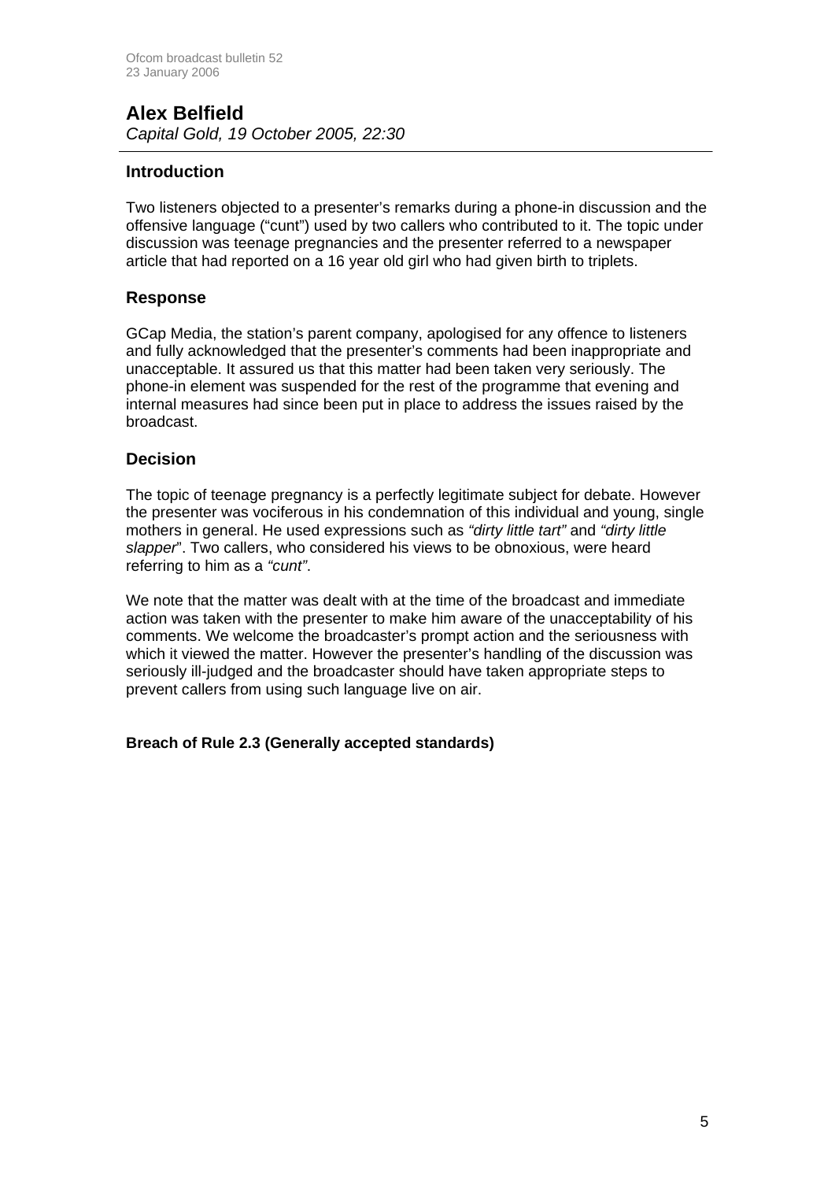## Alex Belfield

*Capital Gold, 19 October 2005, 22:30*

### Introduction

Two listeners objected to a presenter's remarks during a phone-in discussion and the offensive language ("cunt") used by two callers who contributed to it. The topic under discussion was teenage pregnancies and the presenter referred to a newspaper article that had reported on a 16 year old girl who had given birth to triplets.

### Response

GCap Media, the station's parent company, apologised for any offence to listeners and fully acknowledged that the presenter's comments had been inappropriate and unacceptable. It assured us that this matter had been taken very seriously. The phone-in element was suspended for the rest of the programme that evening and internal measures had since been put in place to address the issues raised by the broadcast.

### Decision

The topic of teenage pregnancy is a perfectly legitimate subject for debate. However the presenter was vociferous in his condemnation of this individual and young, single mothers in general. He used expressions such as *"dirty little tart"* and *"dirty little slapper*". Two callers, who considered his views to be obnoxious, were heard referring to him as a *"cunt"*.

We note that the matter was dealt with at the time of the broadcast and immediate action was taken with the presenter to make him aware of the unacceptability of his comments. We welcome the broadcaster's prompt action and the seriousness with which it viewed the matter. However the presenter's handling of the discussion was seriously ill-judged and the broadcaster should have taken appropriate steps to prevent callers from using such language live on air.

**Breach of Rule 2.3 (Generally accepted standards)**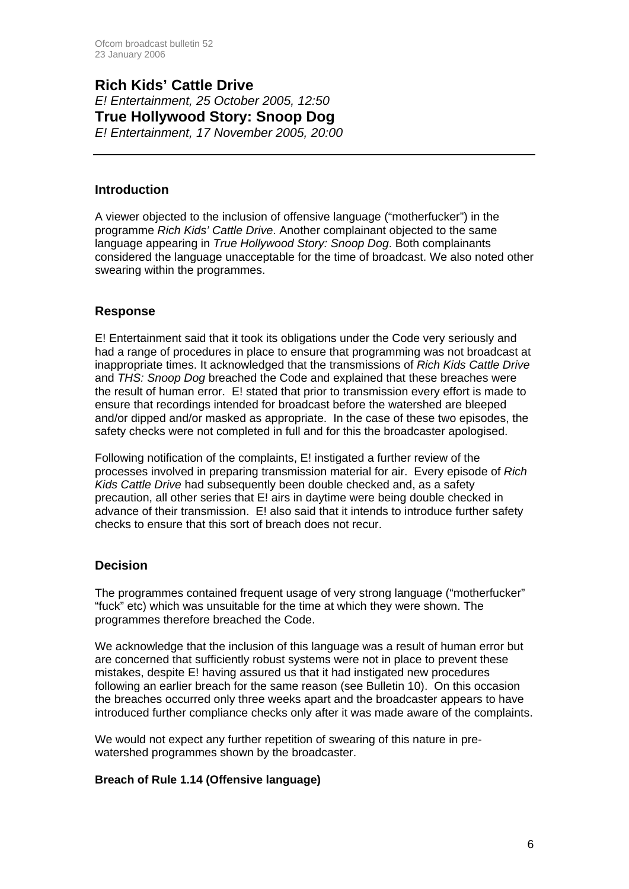## Rich Kids' Cattle Drive

*E! Entertainment, 25 October 2005, 12:50*

## True Hollywood Story: Snoop Dog

*E! Entertainment, 17 November 2005, 20:00*

---

### Introduction

A viewer objected to the inclusion of offensive language ("motherfucker") in the programme *Rich Kids' Cattle Drive*. Another complainant objected to the same language appearing in *True Hollywood Story: Snoop Dog*. Both complainants considered the language unacceptable for the time of broadcast. We also noted other swearing within the programmes.

### Response

E! Entertainment said that it took its obligations under the Code very seriously and had a range of procedures in place to ensure that programming was not broadcast at inappropriate times. It acknowledged that the transmissions of *Rich Kids Cattle Drive* and *THS: Snoop Dog* breached the Code and explained that these breaches were the result of human error. E! stated that prior to transmission every effort is made to ensure that recordings intended for broadcast before the watershed are bleeped and/or dipped and/or masked as appropriate. In the case of these two episodes, the safety checks were not completed in full and for this the broadcaster apologised.

Following notification of the complaints, E! instigated a further review of the processes involved in preparing transmission material for air. Every episode of *Rich Kids Cattle Drive* had subsequently been double checked and, as a safety precaution, all other series that E! airs in daytime were being double checked in advance of their transmission. E! also said that it intends to introduce further safety checks to ensure that this sort of breach does not recur.

### Decision

The programmes contained frequent usage of very strong language ("motherfucker" "fuck" etc) which was unsuitable for the time at which they were shown. The programmes therefore breached the Code.

We acknowledge that the inclusion of this language was a result of human error but are concerned that sufficiently robust systems were not in place to prevent these mistakes, despite E! having assured us that it had instigated new procedures following an earlier breach for the same reason (see Bulletin 10). On this occasion the breaches occurred only three weeks apart and the broadcaster appears to have introduced further compliance checks only after it was made aware of the complaints.

We would not expect any further repetition of swearing of this nature in pre-watershed programmes shown by the broadcaster.

**Breach of Rule 1.14 (Offensive language)**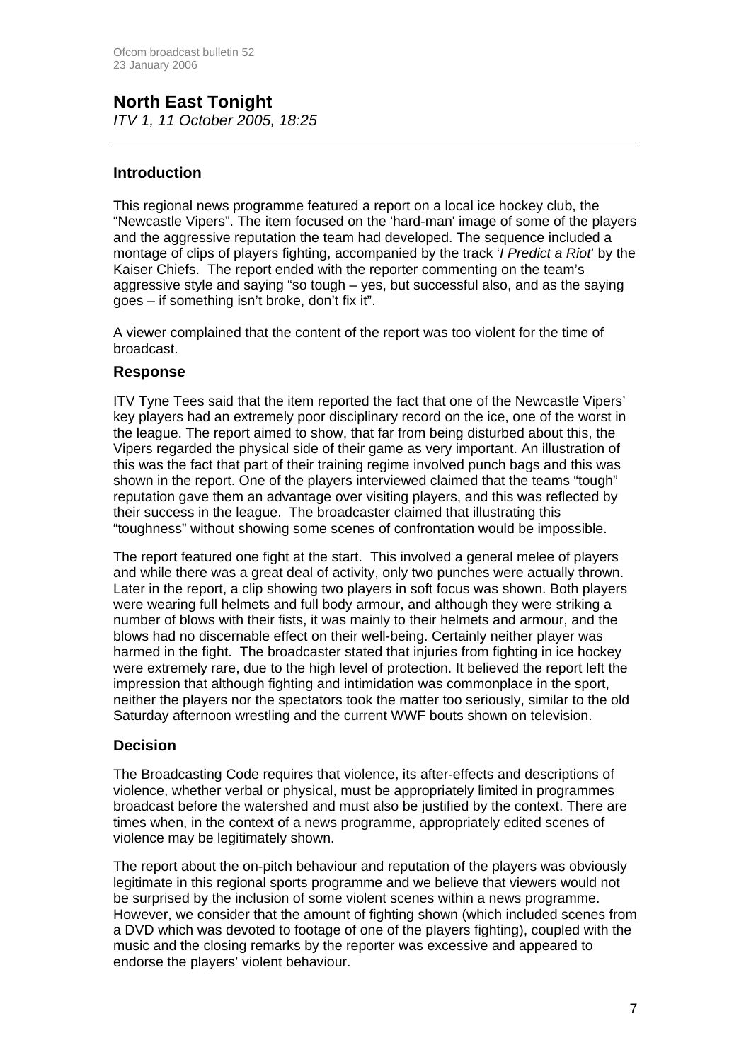## North East Tonight

*ITV 1, 11 October 2005, 18:25*

---

### Introduction

This regional news programme featured a report on a local ice hockey club, the "Newcastle Vipers". The item focused on the 'hard-man' image of some of the players and the aggressive reputation the team had developed. The sequence included a montage of clips of players fighting, accompanied by the track '*I Predict a Riot*' by the Kaiser Chiefs. The report ended with the reporter commenting on the team's aggressive style and saying "so tough – yes, but successful also, and as the saying goes – if something isn't broke, don't fix it".

A viewer complained that the content of the report was too violent for the time of broadcast.

### Response

ITV Tyne Tees said that the item reported the fact that one of the Newcastle Vipers' key players had an extremely poor disciplinary record on the ice, one of the worst in the league. The report aimed to show, that far from being disturbed about this, the Vipers regarded the physical side of their game as very important. An illustration of this was the fact that part of their training regime involved punch bags and this was shown in the report. One of the players interviewed claimed that the teams "tough" reputation gave them an advantage over visiting players, and this was reflected by their success in the league. The broadcaster claimed that illustrating this "toughness" without showing some scenes of confrontation would be impossible.

The report featured one fight at the start. This involved a general melee of players and while there was a great deal of activity, only two punches were actually thrown. Later in the report, a clip showing two players in soft focus was shown. Both players were wearing full helmets and full body armour, and although they were striking a number of blows with their fists, it was mainly to their helmets and armour, and the blows had no discernable effect on their well-being. Certainly neither player was harmed in the fight. The broadcaster stated that injuries from fighting in ice hockey were extremely rare, due to the high level of protection. It believed the report left the impression that although fighting and intimidation was commonplace in the sport, neither the players nor the spectators took the matter too seriously, similar to the old Saturday afternoon wrestling and the current WWF bouts shown on television.

### Decision

The Broadcasting Code requires that violence, its after-effects and descriptions of violence, whether verbal or physical, must be appropriately limited in programmes broadcast before the watershed and must also be justified by the context. There are times when, in the context of a news programme, appropriately edited scenes of violence may be legitimately shown.

The report about the on-pitch behaviour and reputation of the players was obviously legitimate in this regional sports programme and we believe that viewers would not be surprised by the inclusion of some violent scenes within a news programme. However, we consider that the amount of fighting shown (which included scenes from a DVD which was devoted to footage of one of the players fighting), coupled with the music and the closing remarks by the reporter was excessive and appeared to endorse the players' violent behaviour.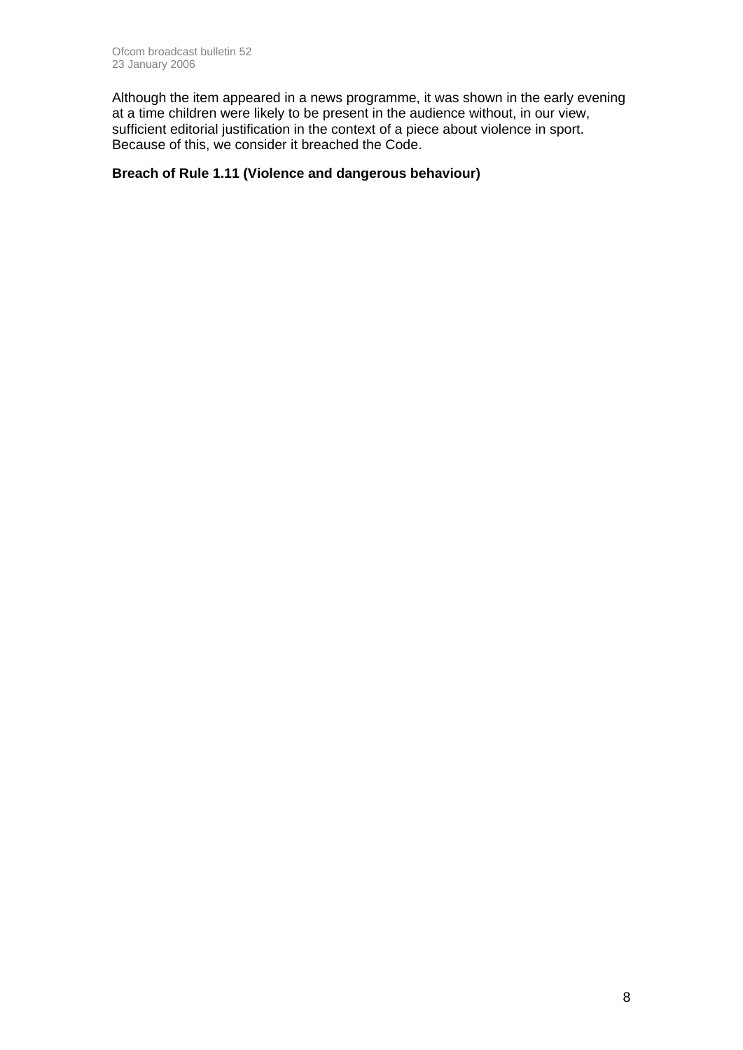Although the item appeared in a news programme, it was shown in the early evening at a time children were likely to be present in the audience without, in our view, sufficient editorial justification in the context of a piece about violence in sport. Because of this, we consider it breached the Code.

**Breach of Rule 1.11 (Violence and dangerous behaviour)**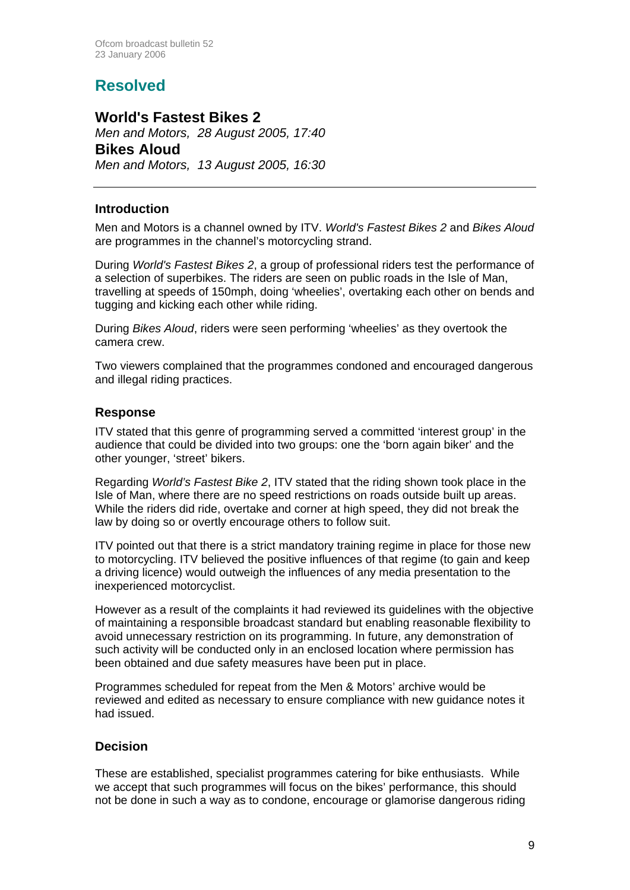## Resolved

### World's Fastest Bikes 2
*Men and Motors, 28 August 2005, 17:40*

### Bikes Aloud
*Men and Motors, 13 August 2005, 16:30*

---

#### Introduction

Men and Motors is a channel owned by ITV. *World's Fastest Bikes 2* and *Bikes Aloud* are programmes in the channel's motorcycling strand.

During *World's Fastest Bikes 2*, a group of professional riders test the performance of a selection of superbikes. The riders are seen on public roads in the Isle of Man, travelling at speeds of 150mph, doing 'wheelies', overtaking each other on bends and tugging and kicking each other while riding.

During *Bikes Aloud*, riders were seen performing 'wheelies' as they overtook the camera crew.

Two viewers complained that the programmes condoned and encouraged dangerous and illegal riding practices.

#### Response

ITV stated that this genre of programming served a committed 'interest group' in the audience that could be divided into two groups: one the 'born again biker' and the other younger, 'street' bikers.

Regarding *World's Fastest Bike 2*, ITV stated that the riding shown took place in the Isle of Man, where there are no speed restrictions on roads outside built up areas. While the riders did ride, overtake and corner at high speed, they did not break the law by doing so or overtly encourage others to follow suit.

ITV pointed out that there is a strict mandatory training regime in place for those new to motorcycling. ITV believed the positive influences of that regime (to gain and keep a driving licence) would outweigh the influences of any media presentation to the inexperienced motorcyclist.

However as a result of the complaints it had reviewed its guidelines with the objective of maintaining a responsible broadcast standard but enabling reasonable flexibility to avoid unnecessary restriction on its programming. In future, any demonstration of such activity will be conducted only in an enclosed location where permission has been obtained and due safety measures have been put in place.

Programmes scheduled for repeat from the Men & Motors' archive would be reviewed and edited as necessary to ensure compliance with new guidance notes it had issued.

#### Decision

These are established, specialist programmes catering for bike enthusiasts. While we accept that such programmes will focus on the bikes' performance, this should not be done in such a way as to condone, encourage or glamorise dangerous riding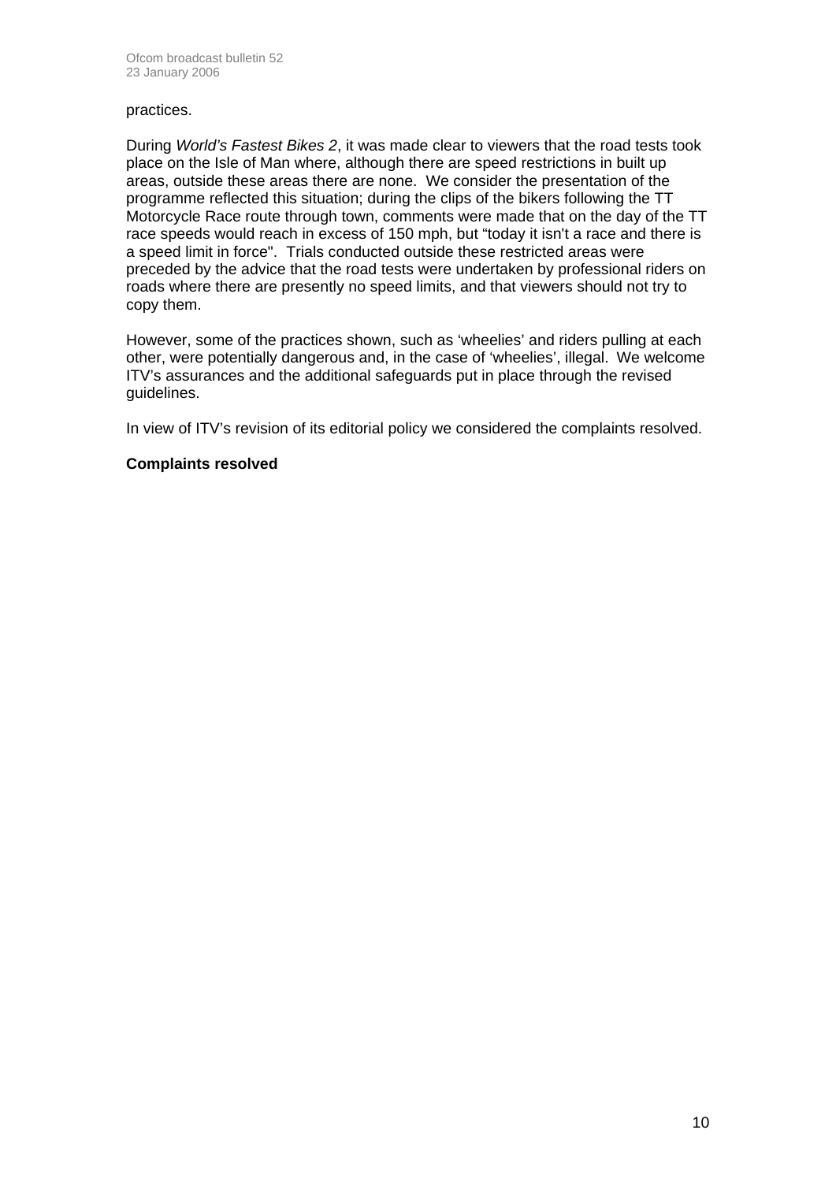practices.

During *World's Fastest Bikes 2*, it was made clear to viewers that the road tests took place on the Isle of Man where, although there are speed restrictions in built up areas, outside these areas there are none. We consider the presentation of the programme reflected this situation; during the clips of the bikers following the TT Motorcycle Race route through town, comments were made that on the day of the TT race speeds would reach in excess of 150 mph, but "today it isn't a race and there is a speed limit in force". Trials conducted outside these restricted areas were preceded by the advice that the road tests were undertaken by professional riders on roads where there are presently no speed limits, and that viewers should not try to copy them.

However, some of the practices shown, such as 'wheelies' and riders pulling at each other, were potentially dangerous and, in the case of 'wheelies', illegal. We welcome ITV's assurances and the additional safeguards put in place through the revised guidelines.

In view of ITV's revision of its editorial policy we considered the complaints resolved.

**Complaints resolved**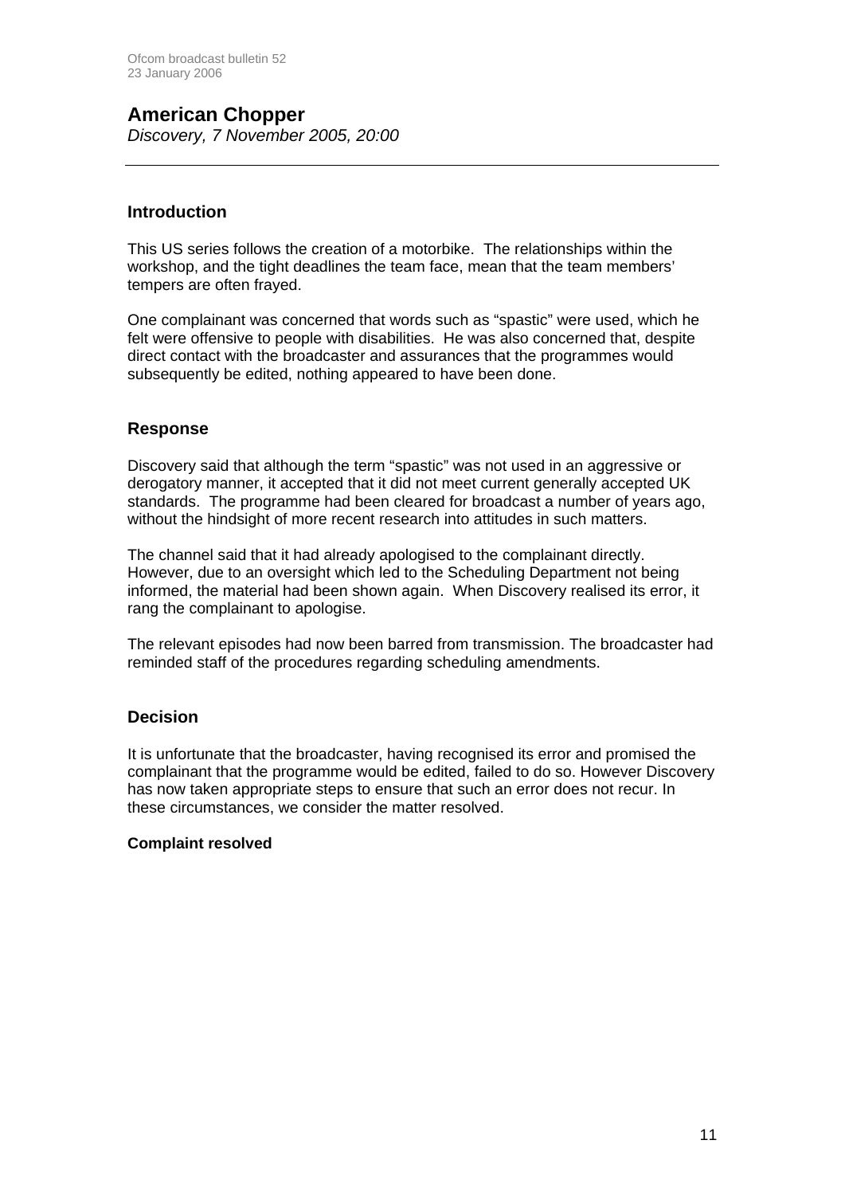## American Chopper

*Discovery, 7 November 2005, 20:00*

---

### Introduction

This US series follows the creation of a motorbike. The relationships within the workshop, and the tight deadlines the team face, mean that the team members' tempers are often frayed.

One complainant was concerned that words such as "spastic" were used, which he felt were offensive to people with disabilities. He was also concerned that, despite direct contact with the broadcaster and assurances that the programmes would subsequently be edited, nothing appeared to have been done.

### Response

Discovery said that although the term "spastic" was not used in an aggressive or derogatory manner, it accepted that it did not meet current generally accepted UK standards. The programme had been cleared for broadcast a number of years ago, without the hindsight of more recent research into attitudes in such matters.

The channel said that it had already apologised to the complainant directly. However, due to an oversight which led to the Scheduling Department not being informed, the material had been shown again. When Discovery realised its error, it rang the complainant to apologise.

The relevant episodes had now been barred from transmission. The broadcaster had reminded staff of the procedures regarding scheduling amendments.

### Decision

It is unfortunate that the broadcaster, having recognised its error and promised the complainant that the programme would be edited, failed to do so. However Discovery has now taken appropriate steps to ensure that such an error does not recur. In these circumstances, we consider the matter resolved.

**Complaint resolved**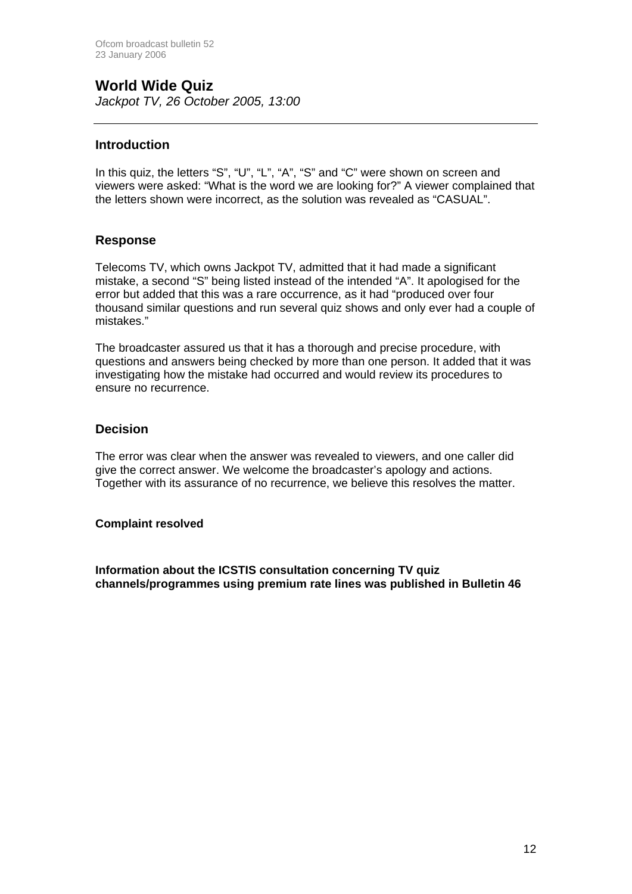## World Wide Quiz

*Jackpot TV, 26 October 2005, 13:00*

---

### Introduction

In this quiz, the letters "S", "U", "L", "A", "S" and "C" were shown on screen and viewers were asked: "What is the word we are looking for?" A viewer complained that the letters shown were incorrect, as the solution was revealed as "CASUAL".

### Response

Telecoms TV, which owns Jackpot TV, admitted that it had made a significant mistake, a second "S" being listed instead of the intended "A". It apologised for the error but added that this was a rare occurrence, as it had "produced over four thousand similar questions and run several quiz shows and only ever had a couple of mistakes."

The broadcaster assured us that it has a thorough and precise procedure, with questions and answers being checked by more than one person. It added that it was investigating how the mistake had occurred and would review its procedures to ensure no recurrence.

### Decision

The error was clear when the answer was revealed to viewers, and one caller did give the correct answer. We welcome the broadcaster's apology and actions. Together with its assurance of no recurrence, we believe this resolves the matter.

**Complaint resolved**

**Information about the ICSTIS consultation concerning TV quiz channels/programmes using premium rate lines was published in Bulletin 46**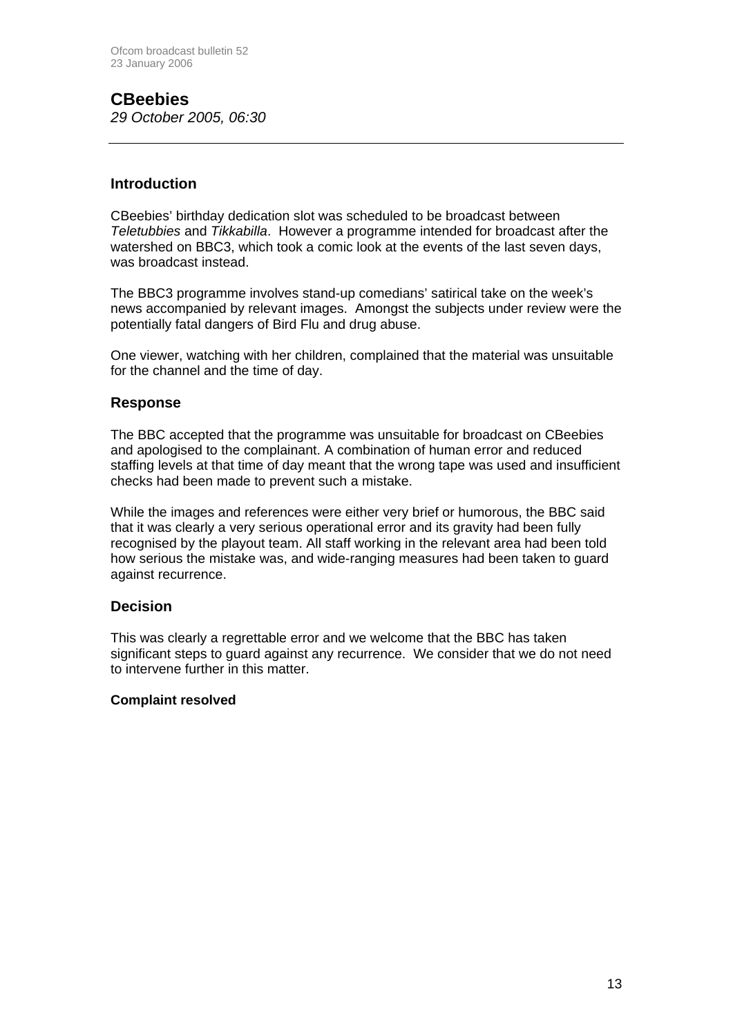## CBeebies

*29 October 2005, 06:30*

---

### Introduction

CBeebies' birthday dedication slot was scheduled to be broadcast between *Teletubbies* and *Tikkabilla*. However a programme intended for broadcast after the watershed on BBC3, which took a comic look at the events of the last seven days, was broadcast instead.

The BBC3 programme involves stand-up comedians' satirical take on the week's news accompanied by relevant images. Amongst the subjects under review were the potentially fatal dangers of Bird Flu and drug abuse.

One viewer, watching with her children, complained that the material was unsuitable for the channel and the time of day.

### Response

The BBC accepted that the programme was unsuitable for broadcast on CBeebies and apologised to the complainant. A combination of human error and reduced staffing levels at that time of day meant that the wrong tape was used and insufficient checks had been made to prevent such a mistake.

While the images and references were either very brief or humorous, the BBC said that it was clearly a very serious operational error and its gravity had been fully recognised by the playout team. All staff working in the relevant area had been told how serious the mistake was, and wide-ranging measures had been taken to guard against recurrence.

### Decision

This was clearly a regrettable error and we welcome that the BBC has taken significant steps to guard against any recurrence. We consider that we do not need to intervene further in this matter.

**Complaint resolved**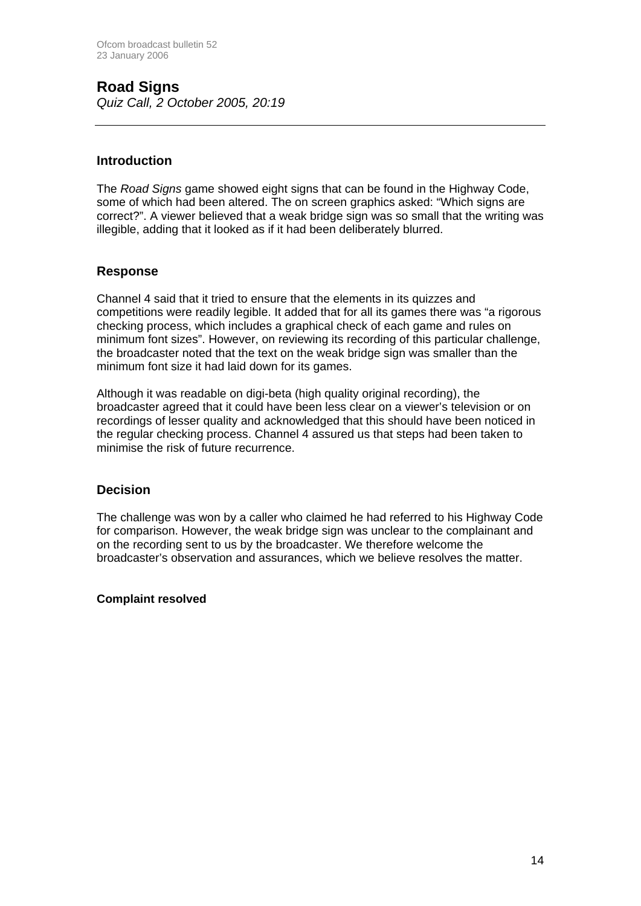## Road Signs

*Quiz Call, 2 October 2005, 20:19*

---

### Introduction

The *Road Signs* game showed eight signs that can be found in the Highway Code, some of which had been altered. The on screen graphics asked: "Which signs are correct?". A viewer believed that a weak bridge sign was so small that the writing was illegible, adding that it looked as if it had been deliberately blurred.

### Response

Channel 4 said that it tried to ensure that the elements in its quizzes and competitions were readily legible. It added that for all its games there was "a rigorous checking process, which includes a graphical check of each game and rules on minimum font sizes". However, on reviewing its recording of this particular challenge, the broadcaster noted that the text on the weak bridge sign was smaller than the minimum font size it had laid down for its games.

Although it was readable on digi-beta (high quality original recording), the broadcaster agreed that it could have been less clear on a viewer's television or on recordings of lesser quality and acknowledged that this should have been noticed in the regular checking process. Channel 4 assured us that steps had been taken to minimise the risk of future recurrence.

### Decision

The challenge was won by a caller who claimed he had referred to his Highway Code for comparison. However, the weak bridge sign was unclear to the complainant and on the recording sent to us by the broadcaster. We therefore welcome the broadcaster's observation and assurances, which we believe resolves the matter.

**Complaint resolved**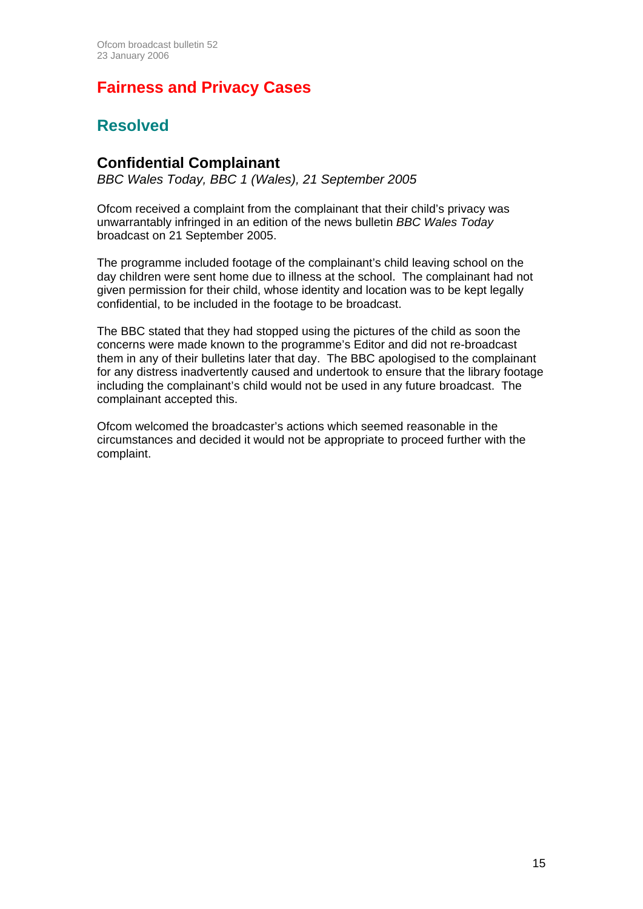# Fairness and Privacy Cases

## Resolved

### Confidential Complainant

*BBC Wales Today, BBC 1 (Wales), 21 September 2005*

Ofcom received a complaint from the complainant that their child's privacy was unwarrantably infringed in an edition of the news bulletin *BBC Wales Today* broadcast on 21 September 2005.

The programme included footage of the complainant's child leaving school on the day children were sent home due to illness at the school. The complainant had not given permission for their child, whose identity and location was to be kept legally confidential, to be included in the footage to be broadcast.

The BBC stated that they had stopped using the pictures of the child as soon the concerns were made known to the programme's Editor and did not re-broadcast them in any of their bulletins later that day. The BBC apologised to the complainant for any distress inadvertently caused and undertook to ensure that the library footage including the complainant's child would not be used in any future broadcast. The complainant accepted this.

Ofcom welcomed the broadcaster's actions which seemed reasonable in the circumstances and decided it would not be appropriate to proceed further with the complaint.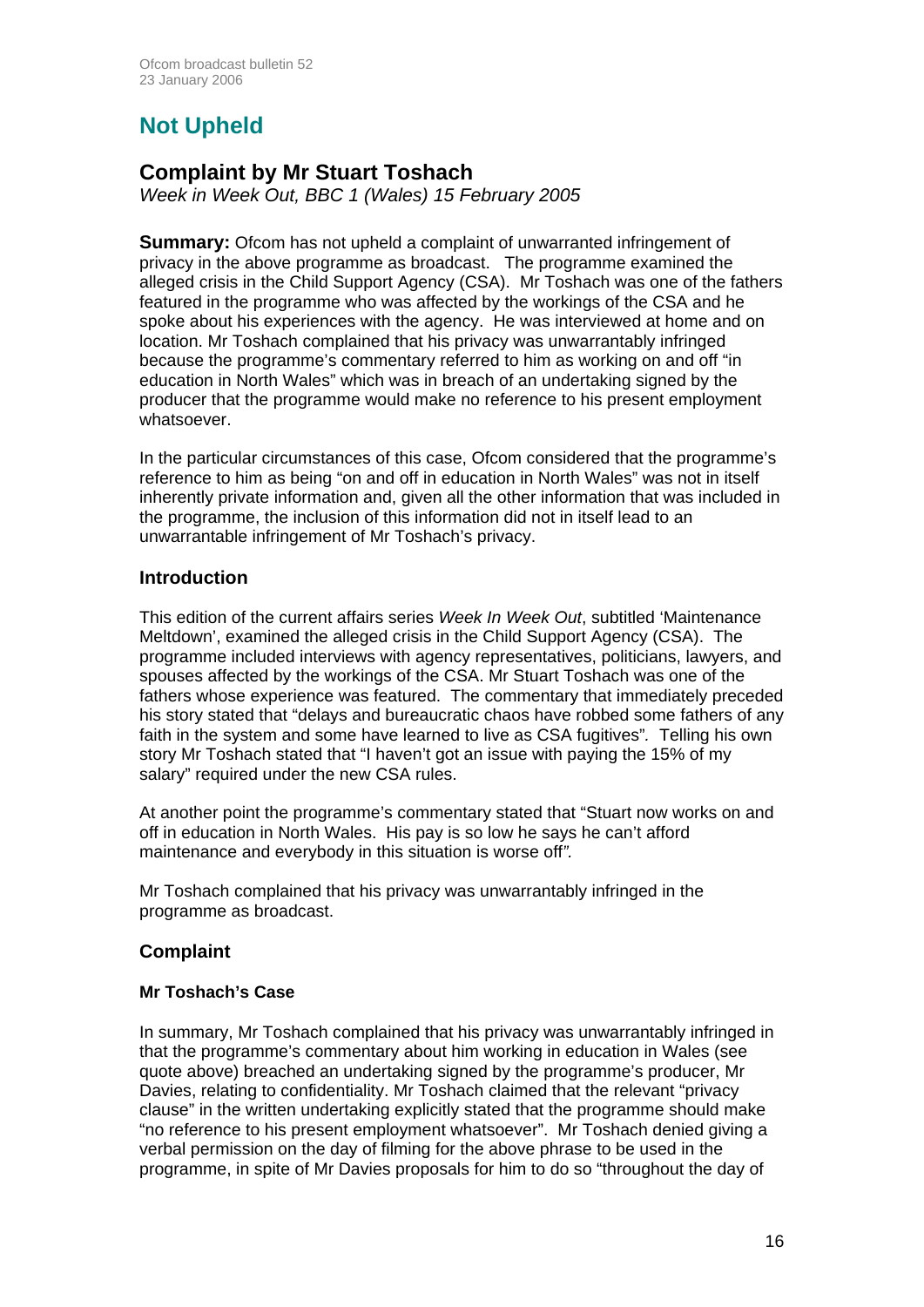# Not Upheld

## Complaint by Mr Stuart Toshach

*Week in Week Out, BBC 1 (Wales) 15 February 2005*

**Summary:** Ofcom has not upheld a complaint of unwarranted infringement of privacy in the above programme as broadcast. The programme examined the alleged crisis in the Child Support Agency (CSA). Mr Toshach was one of the fathers featured in the programme who was affected by the workings of the CSA and he spoke about his experiences with the agency. He was interviewed at home and on location. Mr Toshach complained that his privacy was unwarrantably infringed because the programme's commentary referred to him as working on and off "in education in North Wales" which was in breach of an undertaking signed by the producer that the programme would make no reference to his present employment whatsoever.

In the particular circumstances of this case, Ofcom considered that the programme's reference to him as being "on and off in education in North Wales" was not in itself inherently private information and, given all the other information that was included in the programme, the inclusion of this information did not in itself lead to an unwarrantable infringement of Mr Toshach's privacy.

### Introduction

This edition of the current affairs series *Week In Week Out*, subtitled 'Maintenance Meltdown', examined the alleged crisis in the Child Support Agency (CSA). The programme included interviews with agency representatives, politicians, lawyers, and spouses affected by the workings of the CSA. Mr Stuart Toshach was one of the fathers whose experience was featured. The commentary that immediately preceded his story stated that "delays and bureaucratic chaos have robbed some fathers of any faith in the system and some have learned to live as CSA fugitives"*.* Telling his own story Mr Toshach stated that "I haven't got an issue with paying the 15% of my salary" required under the new CSA rules.

At another point the programme's commentary stated that "Stuart now works on and off in education in North Wales. His pay is so low he says he can't afford maintenance and everybody in this situation is worse off*".*

Mr Toshach complained that his privacy was unwarrantably infringed in the programme as broadcast.

### Complaint

#### Mr Toshach's Case

In summary, Mr Toshach complained that his privacy was unwarrantably infringed in that the programme's commentary about him working in education in Wales (see quote above) breached an undertaking signed by the programme's producer, Mr Davies, relating to confidentiality. Mr Toshach claimed that the relevant "privacy clause" in the written undertaking explicitly stated that the programme should make "no reference to his present employment whatsoever". Mr Toshach denied giving a verbal permission on the day of filming for the above phrase to be used in the programme, in spite of Mr Davies proposals for him to do so "throughout the day of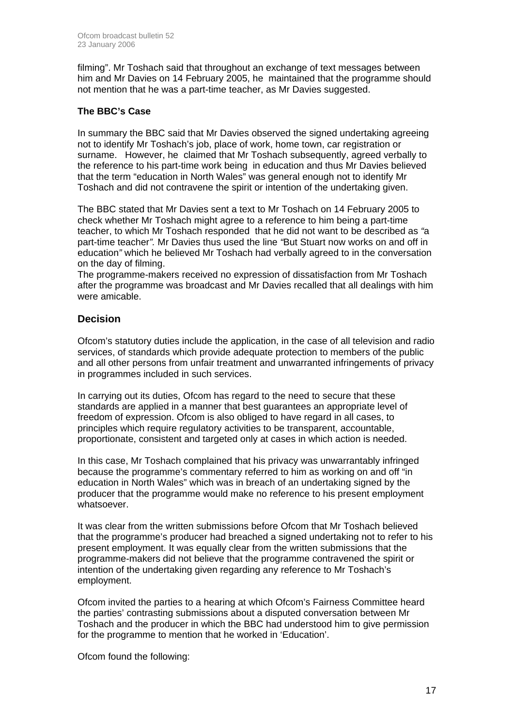filming". Mr Toshach said that throughout an exchange of text messages between him and Mr Davies on 14 February 2005, he maintained that the programme should not mention that he was a part-time teacher, as Mr Davies suggested.

### The BBC's Case

In summary the BBC said that Mr Davies observed the signed undertaking agreeing not to identify Mr Toshach's job, place of work, home town, car registration or surname. However, he claimed that Mr Toshach subsequently, agreed verbally to the reference to his part-time work being in education and thus Mr Davies believed that the term "education in North Wales" was general enough not to identify Mr Toshach and did not contravene the spirit or intention of the undertaking given.

The BBC stated that Mr Davies sent a text to Mr Toshach on 14 February 2005 to check whether Mr Toshach might agree to a reference to him being a part-time teacher, to which Mr Toshach responded that he did not want to be described as *"a part-time teacher".* Mr Davies thus used the line *"But Stuart now works on and off in education"* which he believed Mr Toshach had verbally agreed to in the conversation on the day of filming.

The programme-makers received no expression of dissatisfaction from Mr Toshach after the programme was broadcast and Mr Davies recalled that all dealings with him were amicable.

## Decision

Ofcom's statutory duties include the application, in the case of all television and radio services, of standards which provide adequate protection to members of the public and all other persons from unfair treatment and unwarranted infringements of privacy in programmes included in such services.

In carrying out its duties, Ofcom has regard to the need to secure that these standards are applied in a manner that best guarantees an appropriate level of freedom of expression. Ofcom is also obliged to have regard in all cases, to principles which require regulatory activities to be transparent, accountable, proportionate, consistent and targeted only at cases in which action is needed.

In this case, Mr Toshach complained that his privacy was unwarrantably infringed because the programme's commentary referred to him as working on and off "in education in North Wales" which was in breach of an undertaking signed by the producer that the programme would make no reference to his present employment whatsoever.

It was clear from the written submissions before Ofcom that Mr Toshach believed that the programme's producer had breached a signed undertaking not to refer to his present employment. It was equally clear from the written submissions that the programme-makers did not believe that the programme contravened the spirit or intention of the undertaking given regarding any reference to Mr Toshach's employment.

Ofcom invited the parties to a hearing at which Ofcom's Fairness Committee heard the parties' contrasting submissions about a disputed conversation between Mr Toshach and the producer in which the BBC had understood him to give permission for the programme to mention that he worked in 'Education'.

Ofcom found the following: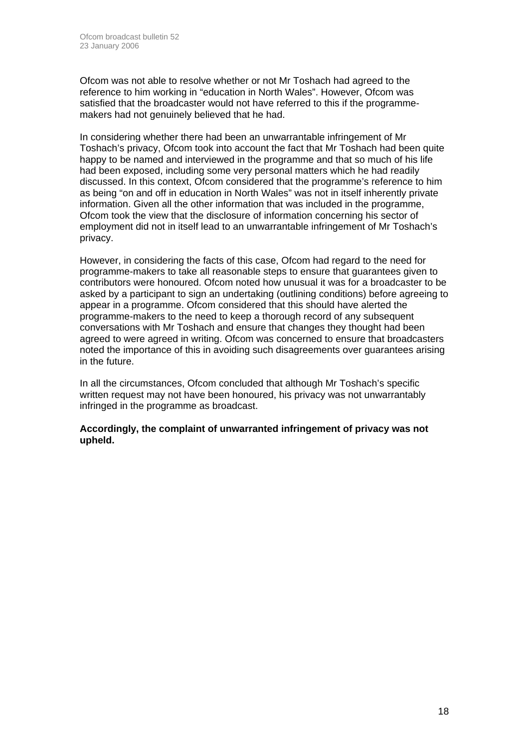Ofcom was not able to resolve whether or not Mr Toshach had agreed to the reference to him working in "education in North Wales". However, Ofcom was satisfied that the broadcaster would not have referred to this if the programme-makers had not genuinely believed that he had.

In considering whether there had been an unwarrantable infringement of Mr Toshach's privacy, Ofcom took into account the fact that Mr Toshach had been quite happy to be named and interviewed in the programme and that so much of his life had been exposed, including some very personal matters which he had readily discussed. In this context, Ofcom considered that the programme's reference to him as being "on and off in education in North Wales" was not in itself inherently private information. Given all the other information that was included in the programme, Ofcom took the view that the disclosure of information concerning his sector of employment did not in itself lead to an unwarrantable infringement of Mr Toshach's privacy.

However, in considering the facts of this case, Ofcom had regard to the need for programme-makers to take all reasonable steps to ensure that guarantees given to contributors were honoured. Ofcom noted how unusual it was for a broadcaster to be asked by a participant to sign an undertaking (outlining conditions) before agreeing to appear in a programme. Ofcom considered that this should have alerted the programme-makers to the need to keep a thorough record of any subsequent conversations with Mr Toshach and ensure that changes they thought had been agreed to were agreed in writing. Ofcom was concerned to ensure that broadcasters noted the importance of this in avoiding such disagreements over guarantees arising in the future.

In all the circumstances, Ofcom concluded that although Mr Toshach's specific written request may not have been honoured, his privacy was not unwarrantably infringed in the programme as broadcast.

**Accordingly, the complaint of unwarranted infringement of privacy was not upheld.**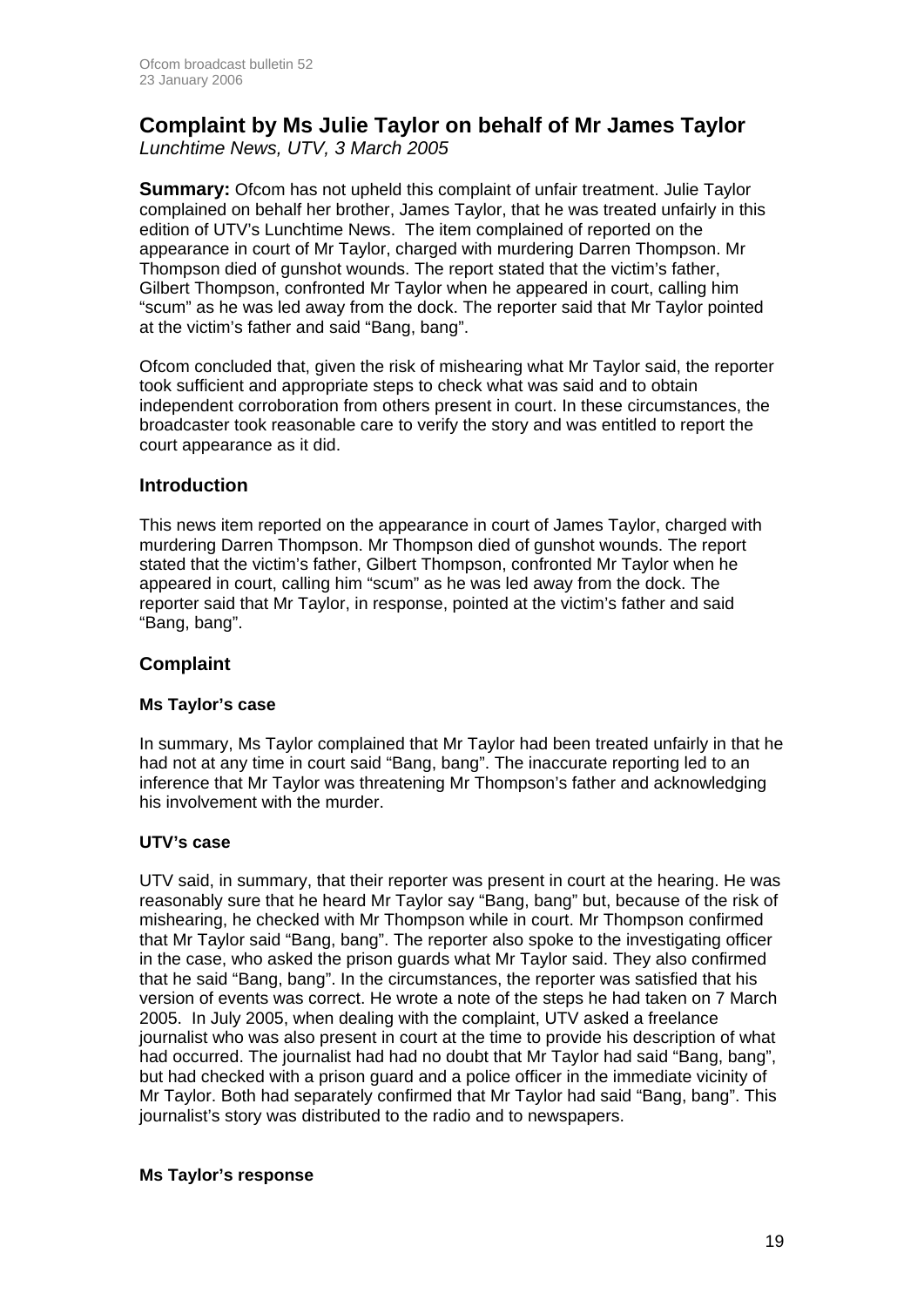# Complaint by Ms Julie Taylor on behalf of Mr James Taylor

*Lunchtime News, UTV, 3 March 2005*

**Summary:** Ofcom has not upheld this complaint of unfair treatment. Julie Taylor complained on behalf her brother, James Taylor, that he was treated unfairly in this edition of UTV's Lunchtime News. The item complained of reported on the appearance in court of Mr Taylor, charged with murdering Darren Thompson. Mr Thompson died of gunshot wounds. The report stated that the victim's father, Gilbert Thompson, confronted Mr Taylor when he appeared in court, calling him "scum" as he was led away from the dock. The reporter said that Mr Taylor pointed at the victim's father and said "Bang, bang".

Ofcom concluded that, given the risk of mishearing what Mr Taylor said, the reporter took sufficient and appropriate steps to check what was said and to obtain independent corroboration from others present in court. In these circumstances, the broadcaster took reasonable care to verify the story and was entitled to report the court appearance as it did.

## Introduction

This news item reported on the appearance in court of James Taylor, charged with murdering Darren Thompson. Mr Thompson died of gunshot wounds. The report stated that the victim's father, Gilbert Thompson, confronted Mr Taylor when he appeared in court, calling him "scum" as he was led away from the dock. The reporter said that Mr Taylor, in response, pointed at the victim's father and said "Bang, bang".

## Complaint

### Ms Taylor's case

In summary, Ms Taylor complained that Mr Taylor had been treated unfairly in that he had not at any time in court said "Bang, bang". The inaccurate reporting led to an inference that Mr Taylor was threatening Mr Thompson's father and acknowledging his involvement with the murder.

### UTV's case

UTV said, in summary, that their reporter was present in court at the hearing. He was reasonably sure that he heard Mr Taylor say "Bang, bang" but, because of the risk of mishearing, he checked with Mr Thompson while in court. Mr Thompson confirmed that Mr Taylor said "Bang, bang". The reporter also spoke to the investigating officer in the case, who asked the prison guards what Mr Taylor said. They also confirmed that he said "Bang, bang". In the circumstances, the reporter was satisfied that his version of events was correct. He wrote a note of the steps he had taken on 7 March 2005. In July 2005, when dealing with the complaint, UTV asked a freelance journalist who was also present in court at the time to provide his description of what had occurred. The journalist had had no doubt that Mr Taylor had said "Bang, bang", but had checked with a prison guard and a police officer in the immediate vicinity of Mr Taylor. Both had separately confirmed that Mr Taylor had said "Bang, bang". This journalist's story was distributed to the radio and to newspapers.

### Ms Taylor's response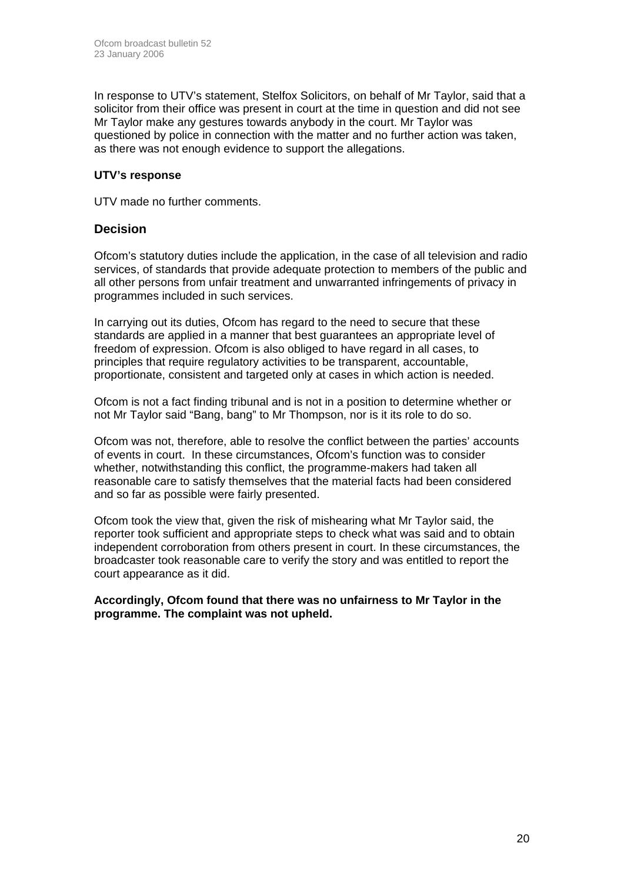In response to UTV's statement, Stelfox Solicitors, on behalf of Mr Taylor, said that a solicitor from their office was present in court at the time in question and did not see Mr Taylor make any gestures towards anybody in the court. Mr Taylor was questioned by police in connection with the matter and no further action was taken, as there was not enough evidence to support the allegations.

**UTV's response**

UTV made no further comments.

## Decision

Ofcom's statutory duties include the application, in the case of all television and radio services, of standards that provide adequate protection to members of the public and all other persons from unfair treatment and unwarranted infringements of privacy in programmes included in such services.

In carrying out its duties, Ofcom has regard to the need to secure that these standards are applied in a manner that best guarantees an appropriate level of freedom of expression. Ofcom is also obliged to have regard in all cases, to principles that require regulatory activities to be transparent, accountable, proportionate, consistent and targeted only at cases in which action is needed.

Ofcom is not a fact finding tribunal and is not in a position to determine whether or not Mr Taylor said "Bang, bang" to Mr Thompson, nor is it its role to do so.

Ofcom was not, therefore, able to resolve the conflict between the parties' accounts of events in court. In these circumstances, Ofcom's function was to consider whether, notwithstanding this conflict, the programme-makers had taken all reasonable care to satisfy themselves that the material facts had been considered and so far as possible were fairly presented.

Ofcom took the view that, given the risk of mishearing what Mr Taylor said, the reporter took sufficient and appropriate steps to check what was said and to obtain independent corroboration from others present in court. In these circumstances, the broadcaster took reasonable care to verify the story and was entitled to report the court appearance as it did.

**Accordingly, Ofcom found that there was no unfairness to Mr Taylor in the programme. The complaint was not upheld.**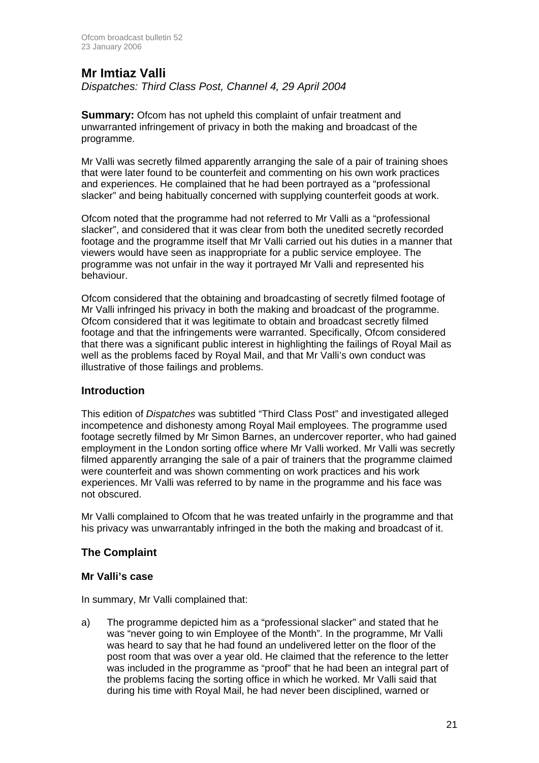## Mr Imtiaz Valli

*Dispatches: Third Class Post, Channel 4, 29 April 2004*

**Summary:** Ofcom has not upheld this complaint of unfair treatment and unwarranted infringement of privacy in both the making and broadcast of the programme.

Mr Valli was secretly filmed apparently arranging the sale of a pair of training shoes that were later found to be counterfeit and commenting on his own work practices and experiences. He complained that he had been portrayed as a "professional slacker" and being habitually concerned with supplying counterfeit goods at work.

Ofcom noted that the programme had not referred to Mr Valli as a "professional slacker", and considered that it was clear from both the unedited secretly recorded footage and the programme itself that Mr Valli carried out his duties in a manner that viewers would have seen as inappropriate for a public service employee. The programme was not unfair in the way it portrayed Mr Valli and represented his behaviour.

Ofcom considered that the obtaining and broadcasting of secretly filmed footage of Mr Valli infringed his privacy in both the making and broadcast of the programme. Ofcom considered that it was legitimate to obtain and broadcast secretly filmed footage and that the infringements were warranted. Specifically, Ofcom considered that there was a significant public interest in highlighting the failings of Royal Mail as well as the problems faced by Royal Mail, and that Mr Valli's own conduct was illustrative of those failings and problems.

### Introduction

This edition of *Dispatches* was subtitled "Third Class Post" and investigated alleged incompetence and dishonesty among Royal Mail employees. The programme used footage secretly filmed by Mr Simon Barnes, an undercover reporter, who had gained employment in the London sorting office where Mr Valli worked. Mr Valli was secretly filmed apparently arranging the sale of a pair of trainers that the programme claimed were counterfeit and was shown commenting on work practices and his work experiences. Mr Valli was referred to by name in the programme and his face was not obscured.

Mr Valli complained to Ofcom that he was treated unfairly in the programme and that his privacy was unwarrantably infringed in the both the making and broadcast of it.

### The Complaint

#### Mr Valli's case

In summary, Mr Valli complained that:

a) The programme depicted him as a "professional slacker" and stated that he was "never going to win Employee of the Month". In the programme, Mr Valli was heard to say that he had found an undelivered letter on the floor of the post room that was over a year old. He claimed that the reference to the letter was included in the programme as "proof" that he had been an integral part of the problems facing the sorting office in which he worked. Mr Valli said that during his time with Royal Mail, he had never been disciplined, warned or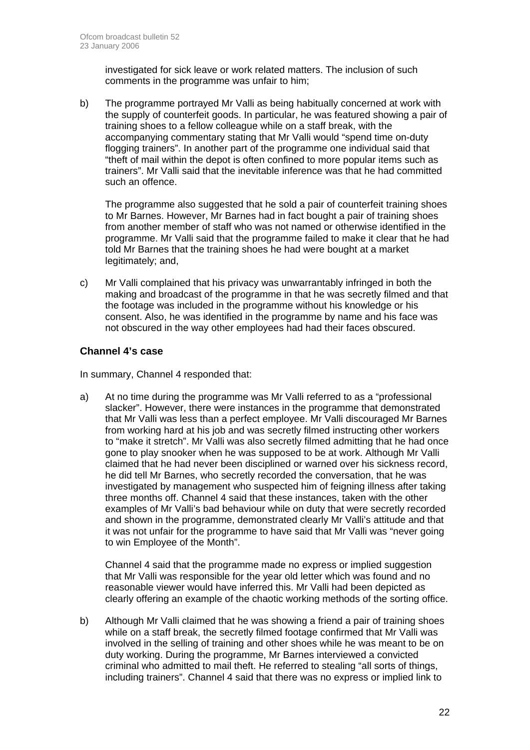investigated for sick leave or work related matters. The inclusion of such comments in the programme was unfair to him;

b) The programme portrayed Mr Valli as being habitually concerned at work with the supply of counterfeit goods. In particular, he was featured showing a pair of training shoes to a fellow colleague while on a staff break, with the accompanying commentary stating that Mr Valli would "spend time on-duty flogging trainers". In another part of the programme one individual said that "theft of mail within the depot is often confined to more popular items such as trainers". Mr Valli said that the inevitable inference was that he had committed such an offence.

   The programme also suggested that he sold a pair of counterfeit training shoes to Mr Barnes. However, Mr Barnes had in fact bought a pair of training shoes from another member of staff who was not named or otherwise identified in the programme. Mr Valli said that the programme failed to make it clear that he had told Mr Barnes that the training shoes he had were bought at a market legitimately; and,

c) Mr Valli complained that his privacy was unwarrantably infringed in both the making and broadcast of the programme in that he was secretly filmed and that the footage was included in the programme without his knowledge or his consent. Also, he was identified in the programme by name and his face was not obscured in the way other employees had had their faces obscured.

### Channel 4's case

In summary, Channel 4 responded that:

a) At no time during the programme was Mr Valli referred to as a "professional slacker". However, there were instances in the programme that demonstrated that Mr Valli was less than a perfect employee. Mr Valli discouraged Mr Barnes from working hard at his job and was secretly filmed instructing other workers to "make it stretch". Mr Valli was also secretly filmed admitting that he had once gone to play snooker when he was supposed to be at work. Although Mr Valli claimed that he had never been disciplined or warned over his sickness record, he did tell Mr Barnes, who secretly recorded the conversation, that he was investigated by management who suspected him of feigning illness after taking three months off. Channel 4 said that these instances, taken with the other examples of Mr Valli's bad behaviour while on duty that were secretly recorded and shown in the programme, demonstrated clearly Mr Valli's attitude and that it was not unfair for the programme to have said that Mr Valli was "never going to win Employee of the Month".

   Channel 4 said that the programme made no express or implied suggestion that Mr Valli was responsible for the year old letter which was found and no reasonable viewer would have inferred this. Mr Valli had been depicted as clearly offering an example of the chaotic working methods of the sorting office.

b) Although Mr Valli claimed that he was showing a friend a pair of training shoes while on a staff break, the secretly filmed footage confirmed that Mr Valli was involved in the selling of training and other shoes while he was meant to be on duty working. During the programme, Mr Barnes interviewed a convicted criminal who admitted to mail theft. He referred to stealing "all sorts of things, including trainers". Channel 4 said that there was no express or implied link to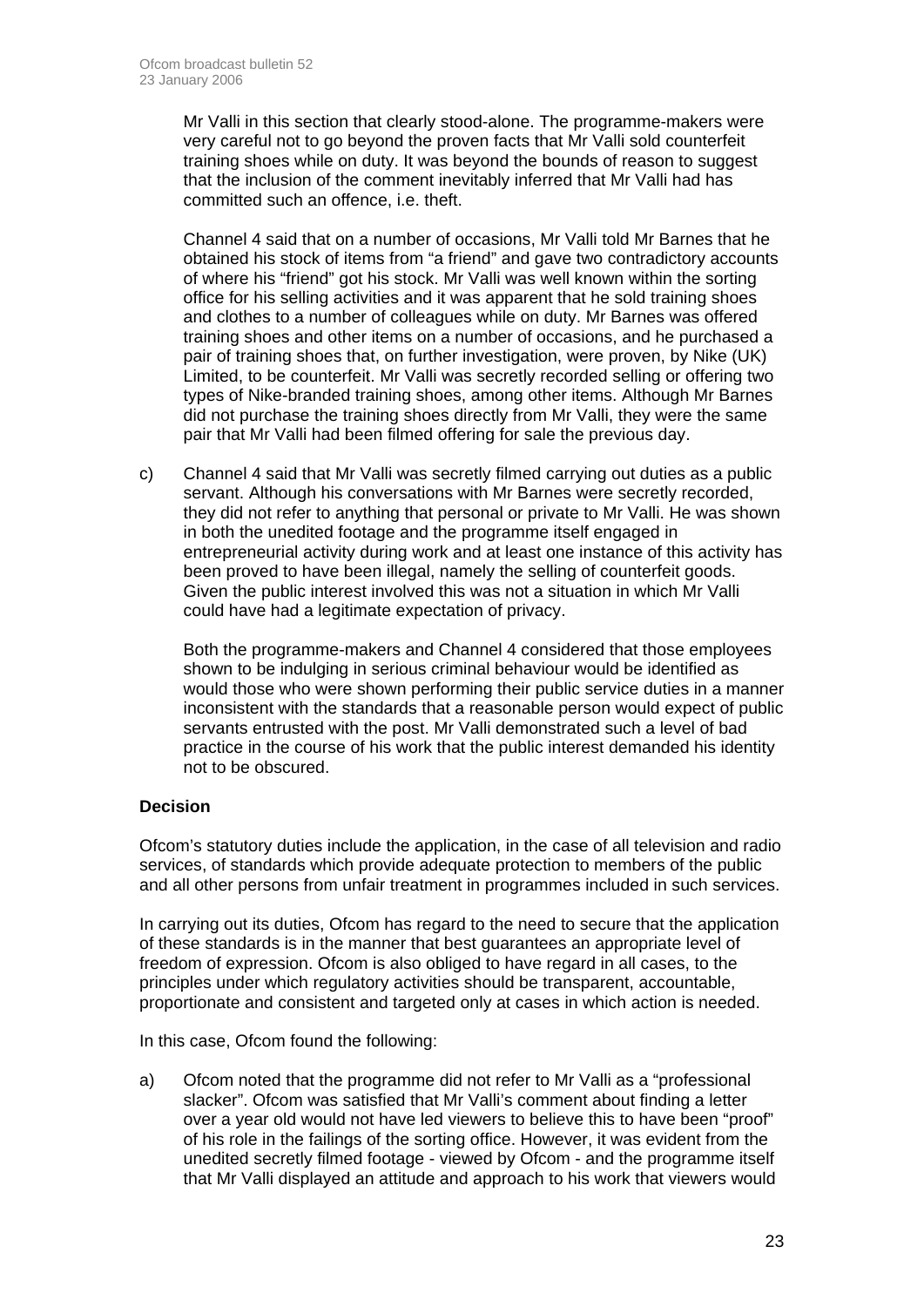Mr Valli in this section that clearly stood-alone. The programme-makers were very careful not to go beyond the proven facts that Mr Valli sold counterfeit training shoes while on duty. It was beyond the bounds of reason to suggest that the inclusion of the comment inevitably inferred that Mr Valli had has committed such an offence, i.e. theft.

Channel 4 said that on a number of occasions, Mr Valli told Mr Barnes that he obtained his stock of items from "a friend" and gave two contradictory accounts of where his "friend" got his stock. Mr Valli was well known within the sorting office for his selling activities and it was apparent that he sold training shoes and clothes to a number of colleagues while on duty. Mr Barnes was offered training shoes and other items on a number of occasions, and he purchased a pair of training shoes that, on further investigation, were proven, by Nike (UK) Limited, to be counterfeit. Mr Valli was secretly recorded selling or offering two types of Nike-branded training shoes, among other items. Although Mr Barnes did not purchase the training shoes directly from Mr Valli, they were the same pair that Mr Valli had been filmed offering for sale the previous day.

c) Channel 4 said that Mr Valli was secretly filmed carrying out duties as a public servant. Although his conversations with Mr Barnes were secretly recorded, they did not refer to anything that personal or private to Mr Valli. He was shown in both the unedited footage and the programme itself engaged in entrepreneurial activity during work and at least one instance of this activity has been proved to have been illegal, namely the selling of counterfeit goods. Given the public interest involved this was not a situation in which Mr Valli could have had a legitimate expectation of privacy.

   Both the programme-makers and Channel 4 considered that those employees shown to be indulging in serious criminal behaviour would be identified as would those who were shown performing their public service duties in a manner inconsistent with the standards that a reasonable person would expect of public servants entrusted with the post. Mr Valli demonstrated such a level of bad practice in the course of his work that the public interest demanded his identity not to be obscured.

**Decision**

Ofcom's statutory duties include the application, in the case of all television and radio services, of standards which provide adequate protection to members of the public and all other persons from unfair treatment in programmes included in such services.

In carrying out its duties, Ofcom has regard to the need to secure that the application of these standards is in the manner that best guarantees an appropriate level of freedom of expression. Ofcom is also obliged to have regard in all cases, to the principles under which regulatory activities should be transparent, accountable, proportionate and consistent and targeted only at cases in which action is needed.

In this case, Ofcom found the following:

a) Ofcom noted that the programme did not refer to Mr Valli as a "professional slacker". Ofcom was satisfied that Mr Valli's comment about finding a letter over a year old would not have led viewers to believe this to have been "proof" of his role in the failings of the sorting office. However, it was evident from the unedited secretly filmed footage - viewed by Ofcom - and the programme itself that Mr Valli displayed an attitude and approach to his work that viewers would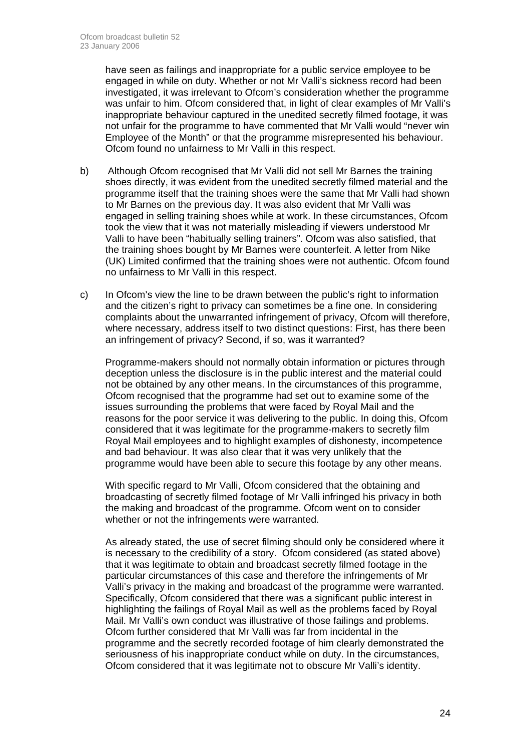have seen as failings and inappropriate for a public service employee to be engaged in while on duty. Whether or not Mr Valli's sickness record had been investigated, it was irrelevant to Ofcom's consideration whether the programme was unfair to him. Ofcom considered that, in light of clear examples of Mr Valli's inappropriate behaviour captured in the unedited secretly filmed footage, it was not unfair for the programme to have commented that Mr Valli would "never win Employee of the Month" or that the programme misrepresented his behaviour. Ofcom found no unfairness to Mr Valli in this respect.

b) Although Ofcom recognised that Mr Valli did not sell Mr Barnes the training shoes directly, it was evident from the unedited secretly filmed material and the programme itself that the training shoes were the same that Mr Valli had shown to Mr Barnes on the previous day. It was also evident that Mr Valli was engaged in selling training shoes while at work. In these circumstances, Ofcom took the view that it was not materially misleading if viewers understood Mr Valli to have been "habitually selling trainers". Ofcom was also satisfied, that the training shoes bought by Mr Barnes were counterfeit. A letter from Nike (UK) Limited confirmed that the training shoes were not authentic. Ofcom found no unfairness to Mr Valli in this respect.

c) In Ofcom's view the line to be drawn between the public's right to information and the citizen's right to privacy can sometimes be a fine one. In considering complaints about the unwarranted infringement of privacy, Ofcom will therefore, where necessary, address itself to two distinct questions: First, has there been an infringement of privacy? Second, if so, was it warranted?

   Programme-makers should not normally obtain information or pictures through deception unless the disclosure is in the public interest and the material could not be obtained by any other means. In the circumstances of this programme, Ofcom recognised that the programme had set out to examine some of the issues surrounding the problems that were faced by Royal Mail and the reasons for the poor service it was delivering to the public. In doing this, Ofcom considered that it was legitimate for the programme-makers to secretly film Royal Mail employees and to highlight examples of dishonesty, incompetence and bad behaviour. It was also clear that it was very unlikely that the programme would have been able to secure this footage by any other means.

   With specific regard to Mr Valli, Ofcom considered that the obtaining and broadcasting of secretly filmed footage of Mr Valli infringed his privacy in both the making and broadcast of the programme. Ofcom went on to consider whether or not the infringements were warranted.

   As already stated, the use of secret filming should only be considered where it is necessary to the credibility of a story. Ofcom considered (as stated above) that it was legitimate to obtain and broadcast secretly filmed footage in the particular circumstances of this case and therefore the infringements of Mr Valli's privacy in the making and broadcast of the programme were warranted. Specifically, Ofcom considered that there was a significant public interest in highlighting the failings of Royal Mail as well as the problems faced by Royal Mail. Mr Valli's own conduct was illustrative of those failings and problems. Ofcom further considered that Mr Valli was far from incidental in the programme and the secretly recorded footage of him clearly demonstrated the seriousness of his inappropriate conduct while on duty. In the circumstances, Ofcom considered that it was legitimate not to obscure Mr Valli's identity.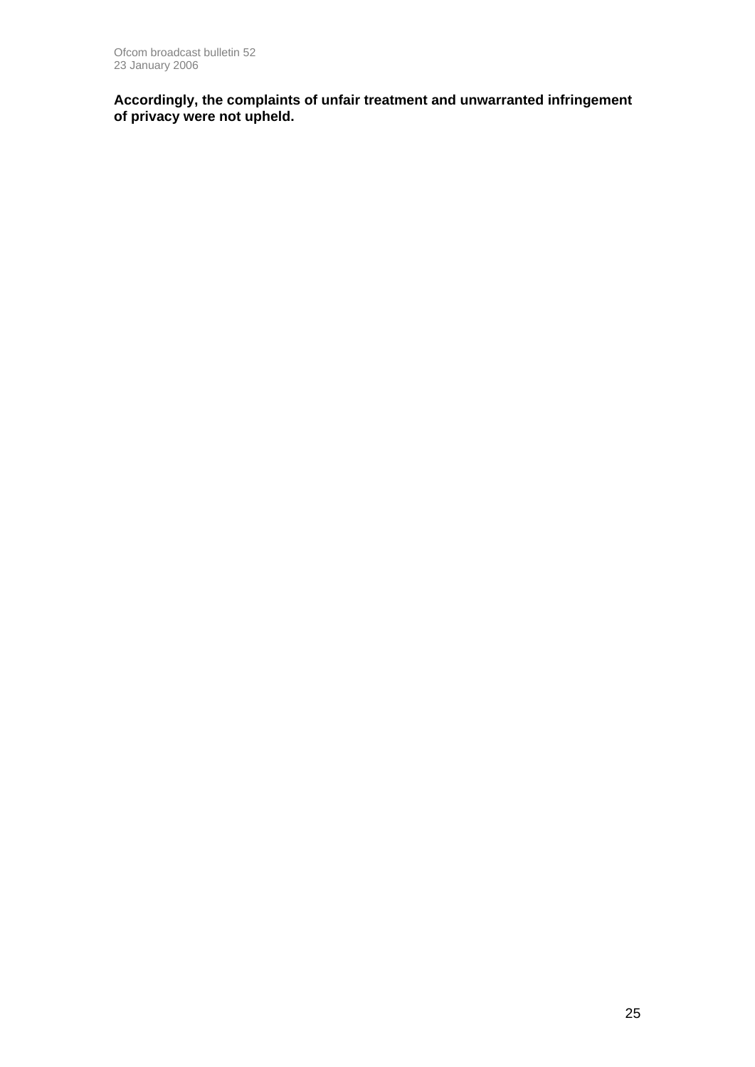**Accordingly, the complaints of unfair treatment and unwarranted infringement of privacy were not upheld.**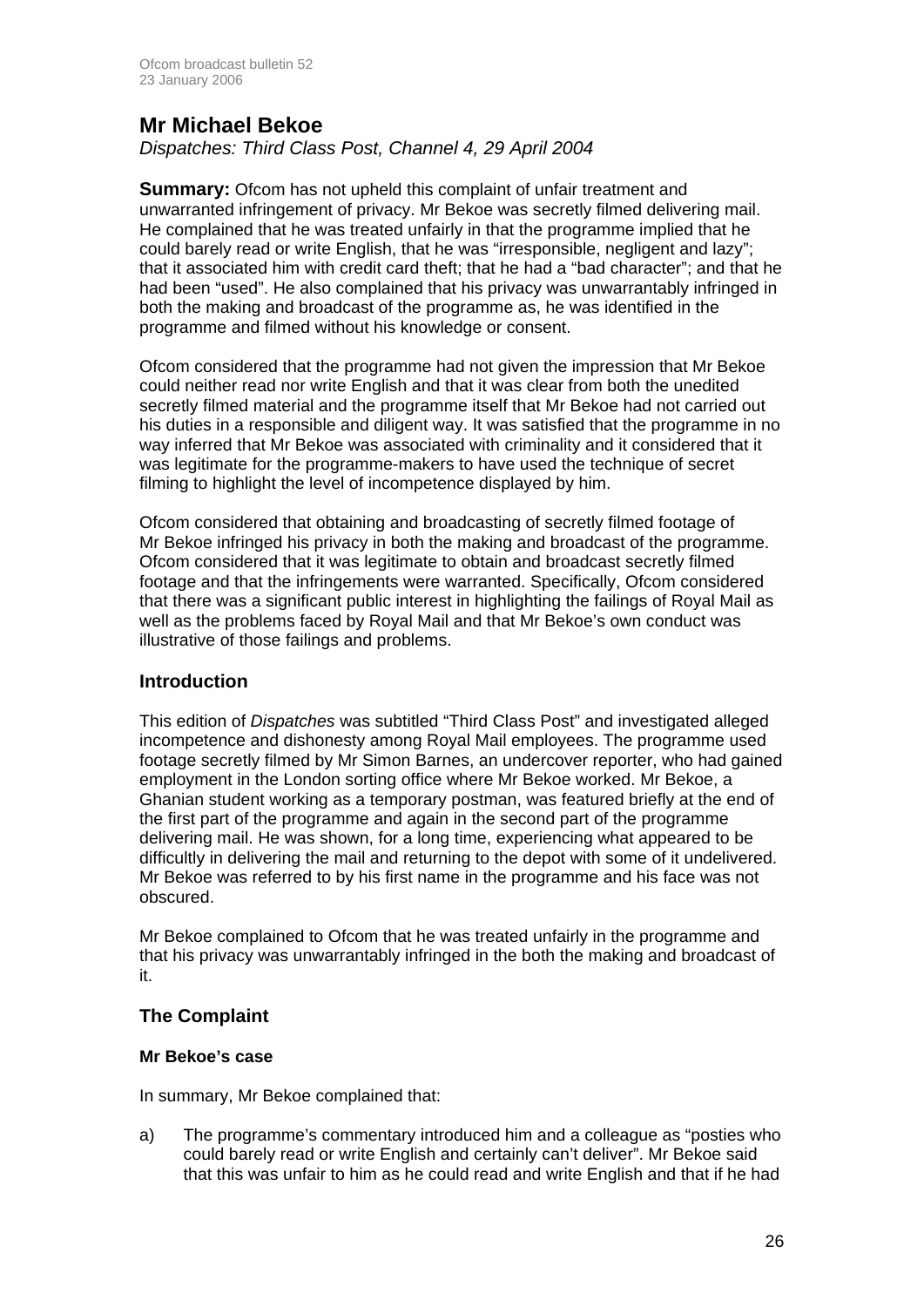# Mr Michael Bekoe

*Dispatches: Third Class Post, Channel 4, 29 April 2004*

**Summary:** Ofcom has not upheld this complaint of unfair treatment and unwarranted infringement of privacy. Mr Bekoe was secretly filmed delivering mail. He complained that he was treated unfairly in that the programme implied that he could barely read or write English, that he was "irresponsible, negligent and lazy"; that it associated him with credit card theft; that he had a "bad character"; and that he had been "used". He also complained that his privacy was unwarrantably infringed in both the making and broadcast of the programme as, he was identified in the programme and filmed without his knowledge or consent.

Ofcom considered that the programme had not given the impression that Mr Bekoe could neither read nor write English and that it was clear from both the unedited secretly filmed material and the programme itself that Mr Bekoe had not carried out his duties in a responsible and diligent way. It was satisfied that the programme in no way inferred that Mr Bekoe was associated with criminality and it considered that it was legitimate for the programme-makers to have used the technique of secret filming to highlight the level of incompetence displayed by him.

Ofcom considered that obtaining and broadcasting of secretly filmed footage of Mr Bekoe infringed his privacy in both the making and broadcast of the programme. Ofcom considered that it was legitimate to obtain and broadcast secretly filmed footage and that the infringements were warranted. Specifically, Ofcom considered that there was a significant public interest in highlighting the failings of Royal Mail as well as the problems faced by Royal Mail and that Mr Bekoe's own conduct was illustrative of those failings and problems.

## Introduction

This edition of *Dispatches* was subtitled "Third Class Post" and investigated alleged incompetence and dishonesty among Royal Mail employees. The programme used footage secretly filmed by Mr Simon Barnes, an undercover reporter, who had gained employment in the London sorting office where Mr Bekoe worked. Mr Bekoe, a Ghanian student working as a temporary postman, was featured briefly at the end of the first part of the programme and again in the second part of the programme delivering mail. He was shown, for a long time, experiencing what appeared to be difficultly in delivering the mail and returning to the depot with some of it undelivered. Mr Bekoe was referred to by his first name in the programme and his face was not obscured.

Mr Bekoe complained to Ofcom that he was treated unfairly in the programme and that his privacy was unwarrantably infringed in the both the making and broadcast of it.

## The Complaint

### Mr Bekoe's case

In summary, Mr Bekoe complained that:

a) The programme's commentary introduced him and a colleague as "posties who could barely read or write English and certainly can't deliver". Mr Bekoe said that this was unfair to him as he could read and write English and that if he had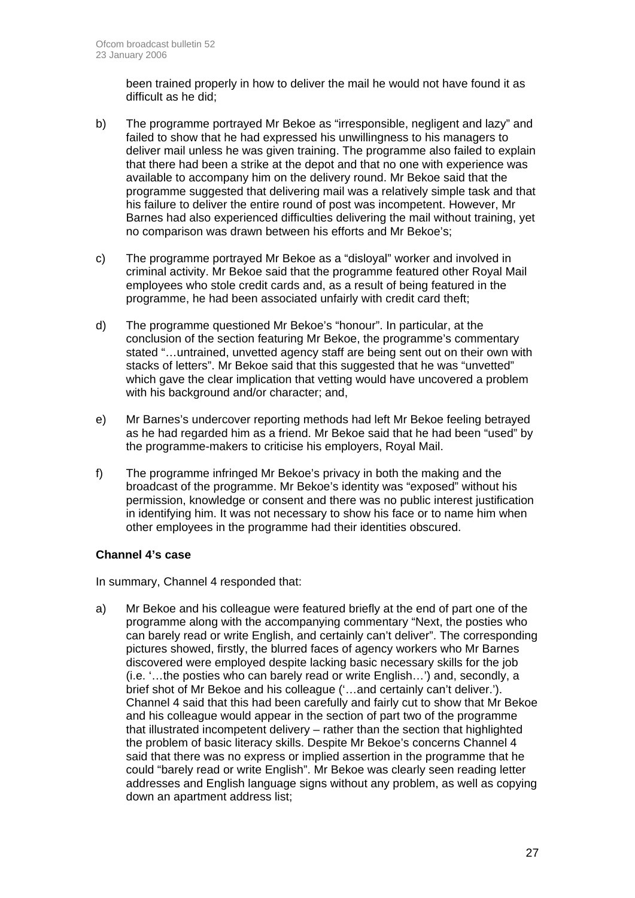been trained properly in how to deliver the mail he would not have found it as difficult as he did;

b) The programme portrayed Mr Bekoe as "irresponsible, negligent and lazy" and failed to show that he had expressed his unwillingness to his managers to deliver mail unless he was given training. The programme also failed to explain that there had been a strike at the depot and that no one with experience was available to accompany him on the delivery round. Mr Bekoe said that the programme suggested that delivering mail was a relatively simple task and that his failure to deliver the entire round of post was incompetent. However, Mr Barnes had also experienced difficulties delivering the mail without training, yet no comparison was drawn between his efforts and Mr Bekoe's;

c) The programme portrayed Mr Bekoe as a "disloyal" worker and involved in criminal activity. Mr Bekoe said that the programme featured other Royal Mail employees who stole credit cards and, as a result of being featured in the programme, he had been associated unfairly with credit card theft;

d) The programme questioned Mr Bekoe's "honour". In particular, at the conclusion of the section featuring Mr Bekoe, the programme's commentary stated "…untrained, unvetted agency staff are being sent out on their own with stacks of letters". Mr Bekoe said that this suggested that he was "unvetted" which gave the clear implication that vetting would have uncovered a problem with his background and/or character; and,

e) Mr Barnes's undercover reporting methods had left Mr Bekoe feeling betrayed as he had regarded him as a friend. Mr Bekoe said that he had been "used" by the programme-makers to criticise his employers, Royal Mail.

f) The programme infringed Mr Bekoe's privacy in both the making and the broadcast of the programme. Mr Bekoe's identity was "exposed" without his permission, knowledge or consent and there was no public interest justification in identifying him. It was not necessary to show his face or to name him when other employees in the programme had their identities obscured.

**Channel 4's case**

In summary, Channel 4 responded that:

a) Mr Bekoe and his colleague were featured briefly at the end of part one of the programme along with the accompanying commentary "Next, the posties who can barely read or write English, and certainly can't deliver". The corresponding pictures showed, firstly, the blurred faces of agency workers who Mr Barnes discovered were employed despite lacking basic necessary skills for the job (i.e. '…the posties who can barely read or write English…') and, secondly, a brief shot of Mr Bekoe and his colleague ('…and certainly can't deliver.'). Channel 4 said that this had been carefully and fairly cut to show that Mr Bekoe and his colleague would appear in the section of part two of the programme that illustrated incompetent delivery – rather than the section that highlighted the problem of basic literacy skills. Despite Mr Bekoe's concerns Channel 4 said that there was no express or implied assertion in the programme that he could "barely read or write English". Mr Bekoe was clearly seen reading letter addresses and English language signs without any problem, as well as copying down an apartment address list;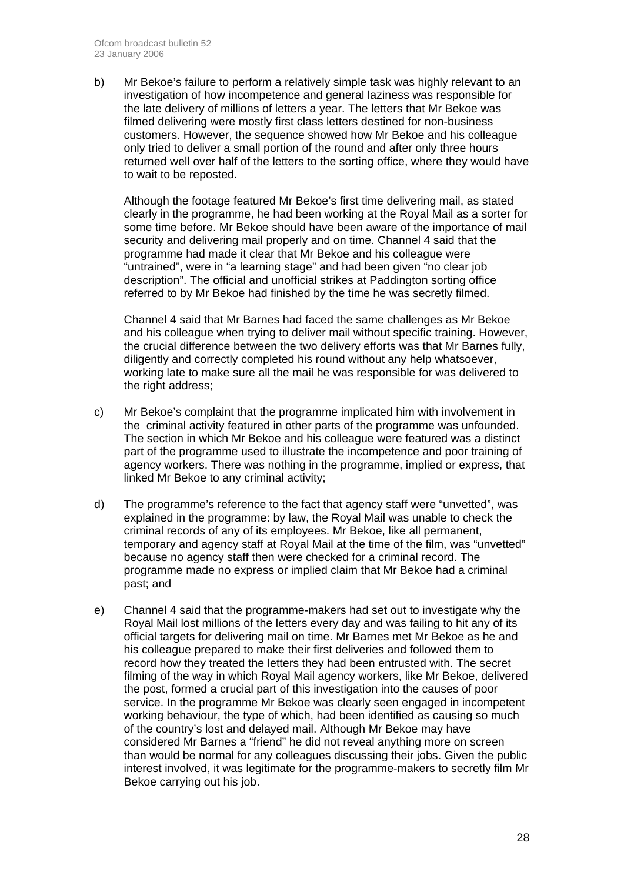b) Mr Bekoe's failure to perform a relatively simple task was highly relevant to an investigation of how incompetence and general laziness was responsible for the late delivery of millions of letters a year. The letters that Mr Bekoe was filmed delivering were mostly first class letters destined for non-business customers. However, the sequence showed how Mr Bekoe and his colleague only tried to deliver a small portion of the round and after only three hours returned well over half of the letters to the sorting office, where they would have to wait to be reposted.

   Although the footage featured Mr Bekoe's first time delivering mail, as stated clearly in the programme, he had been working at the Royal Mail as a sorter for some time before. Mr Bekoe should have been aware of the importance of mail security and delivering mail properly and on time. Channel 4 said that the programme had made it clear that Mr Bekoe and his colleague were "untrained", were in "a learning stage" and had been given "no clear job description". The official and unofficial strikes at Paddington sorting office referred to by Mr Bekoe had finished by the time he was secretly filmed.

   Channel 4 said that Mr Barnes had faced the same challenges as Mr Bekoe and his colleague when trying to deliver mail without specific training. However, the crucial difference between the two delivery efforts was that Mr Barnes fully, diligently and correctly completed his round without any help whatsoever, working late to make sure all the mail he was responsible for was delivered to the right address;

c) Mr Bekoe's complaint that the programme implicated him with involvement in the criminal activity featured in other parts of the programme was unfounded. The section in which Mr Bekoe and his colleague were featured was a distinct part of the programme used to illustrate the incompetence and poor training of agency workers. There was nothing in the programme, implied or express, that linked Mr Bekoe to any criminal activity;

d) The programme's reference to the fact that agency staff were "unvetted", was explained in the programme: by law, the Royal Mail was unable to check the criminal records of any of its employees. Mr Bekoe, like all permanent, temporary and agency staff at Royal Mail at the time of the film, was "unvetted" because no agency staff then were checked for a criminal record. The programme made no express or implied claim that Mr Bekoe had a criminal past; and

e) Channel 4 said that the programme-makers had set out to investigate why the Royal Mail lost millions of the letters every day and was failing to hit any of its official targets for delivering mail on time. Mr Barnes met Mr Bekoe as he and his colleague prepared to make their first deliveries and followed them to record how they treated the letters they had been entrusted with. The secret filming of the way in which Royal Mail agency workers, like Mr Bekoe, delivered the post, formed a crucial part of this investigation into the causes of poor service. In the programme Mr Bekoe was clearly seen engaged in incompetent working behaviour, the type of which, had been identified as causing so much of the country's lost and delayed mail. Although Mr Bekoe may have considered Mr Barnes a "friend" he did not reveal anything more on screen than would be normal for any colleagues discussing their jobs. Given the public interest involved, it was legitimate for the programme-makers to secretly film Mr Bekoe carrying out his job.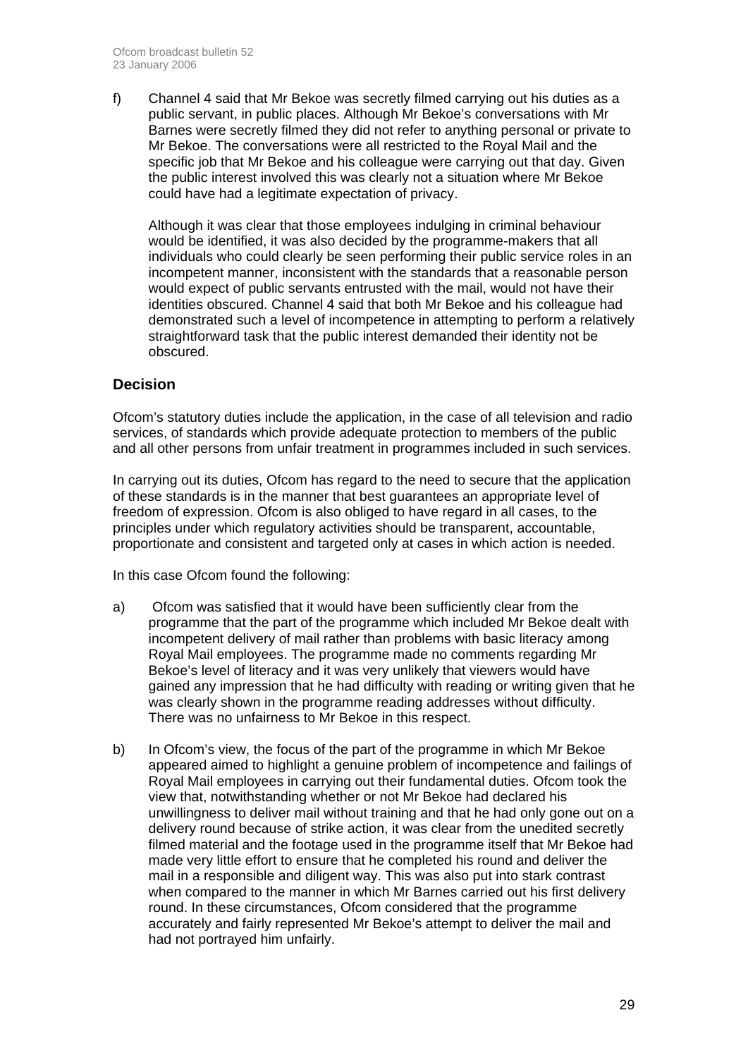f) Channel 4 said that Mr Bekoe was secretly filmed carrying out his duties as a public servant, in public places. Although Mr Bekoe's conversations with Mr Barnes were secretly filmed they did not refer to anything personal or private to Mr Bekoe. The conversations were all restricted to the Royal Mail and the specific job that Mr Bekoe and his colleague were carrying out that day. Given the public interest involved this was clearly not a situation where Mr Bekoe could have had a legitimate expectation of privacy.

   Although it was clear that those employees indulging in criminal behaviour would be identified, it was also decided by the programme-makers that all individuals who could clearly be seen performing their public service roles in an incompetent manner, inconsistent with the standards that a reasonable person would expect of public servants entrusted with the mail, would not have their identities obscured. Channel 4 said that both Mr Bekoe and his colleague had demonstrated such a level of incompetence in attempting to perform a relatively straightforward task that the public interest demanded their identity not be obscured.

## Decision

Ofcom's statutory duties include the application, in the case of all television and radio services, of standards which provide adequate protection to members of the public and all other persons from unfair treatment in programmes included in such services.

In carrying out its duties, Ofcom has regard to the need to secure that the application of these standards is in the manner that best guarantees an appropriate level of freedom of expression. Ofcom is also obliged to have regard in all cases, to the principles under which regulatory activities should be transparent, accountable, proportionate and consistent and targeted only at cases in which action is needed.

In this case Ofcom found the following:

a) Ofcom was satisfied that it would have been sufficiently clear from the programme that the part of the programme which included Mr Bekoe dealt with incompetent delivery of mail rather than problems with basic literacy among Royal Mail employees. The programme made no comments regarding Mr Bekoe's level of literacy and it was very unlikely that viewers would have gained any impression that he had difficulty with reading or writing given that he was clearly shown in the programme reading addresses without difficulty. There was no unfairness to Mr Bekoe in this respect.

b) In Ofcom's view, the focus of the part of the programme in which Mr Bekoe appeared aimed to highlight a genuine problem of incompetence and failings of Royal Mail employees in carrying out their fundamental duties. Ofcom took the view that, notwithstanding whether or not Mr Bekoe had declared his unwillingness to deliver mail without training and that he had only gone out on a delivery round because of strike action, it was clear from the unedited secretly filmed material and the footage used in the programme itself that Mr Bekoe had made very little effort to ensure that he completed his round and deliver the mail in a responsible and diligent way. This was also put into stark contrast when compared to the manner in which Mr Barnes carried out his first delivery round. In these circumstances, Ofcom considered that the programme accurately and fairly represented Mr Bekoe's attempt to deliver the mail and had not portrayed him unfairly.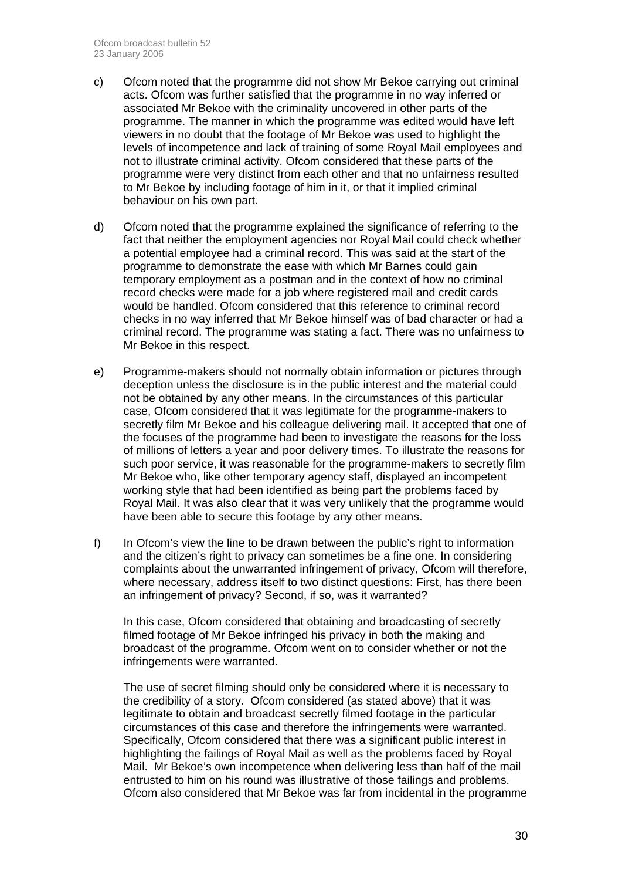c) Ofcom noted that the programme did not show Mr Bekoe carrying out criminal acts. Ofcom was further satisfied that the programme in no way inferred or associated Mr Bekoe with the criminality uncovered in other parts of the programme. The manner in which the programme was edited would have left viewers in no doubt that the footage of Mr Bekoe was used to highlight the levels of incompetence and lack of training of some Royal Mail employees and not to illustrate criminal activity. Ofcom considered that these parts of the programme were very distinct from each other and that no unfairness resulted to Mr Bekoe by including footage of him in it, or that it implied criminal behaviour on his own part.

d) Ofcom noted that the programme explained the significance of referring to the fact that neither the employment agencies nor Royal Mail could check whether a potential employee had a criminal record. This was said at the start of the programme to demonstrate the ease with which Mr Barnes could gain temporary employment as a postman and in the context of how no criminal record checks were made for a job where registered mail and credit cards would be handled. Ofcom considered that this reference to criminal record checks in no way inferred that Mr Bekoe himself was of bad character or had a criminal record. The programme was stating a fact. There was no unfairness to Mr Bekoe in this respect.

e) Programme-makers should not normally obtain information or pictures through deception unless the disclosure is in the public interest and the material could not be obtained by any other means. In the circumstances of this particular case, Ofcom considered that it was legitimate for the programme-makers to secretly film Mr Bekoe and his colleague delivering mail. It accepted that one of the focuses of the programme had been to investigate the reasons for the loss of millions of letters a year and poor delivery times. To illustrate the reasons for such poor service, it was reasonable for the programme-makers to secretly film Mr Bekoe who, like other temporary agency staff, displayed an incompetent working style that had been identified as being part the problems faced by Royal Mail. It was also clear that it was very unlikely that the programme would have been able to secure this footage by any other means.

f) In Ofcom's view the line to be drawn between the public's right to information and the citizen's right to privacy can sometimes be a fine one. In considering complaints about the unwarranted infringement of privacy, Ofcom will therefore, where necessary, address itself to two distinct questions: First, has there been an infringement of privacy? Second, if so, was it warranted?

   In this case, Ofcom considered that obtaining and broadcasting of secretly filmed footage of Mr Bekoe infringed his privacy in both the making and broadcast of the programme. Ofcom went on to consider whether or not the infringements were warranted.

   The use of secret filming should only be considered where it is necessary to the credibility of a story. Ofcom considered (as stated above) that it was legitimate to obtain and broadcast secretly filmed footage in the particular circumstances of this case and therefore the infringements were warranted. Specifically, Ofcom considered that there was a significant public interest in highlighting the failings of Royal Mail as well as the problems faced by Royal Mail. Mr Bekoe's own incompetence when delivering less than half of the mail entrusted to him on his round was illustrative of those failings and problems. Ofcom also considered that Mr Bekoe was far from incidental in the programme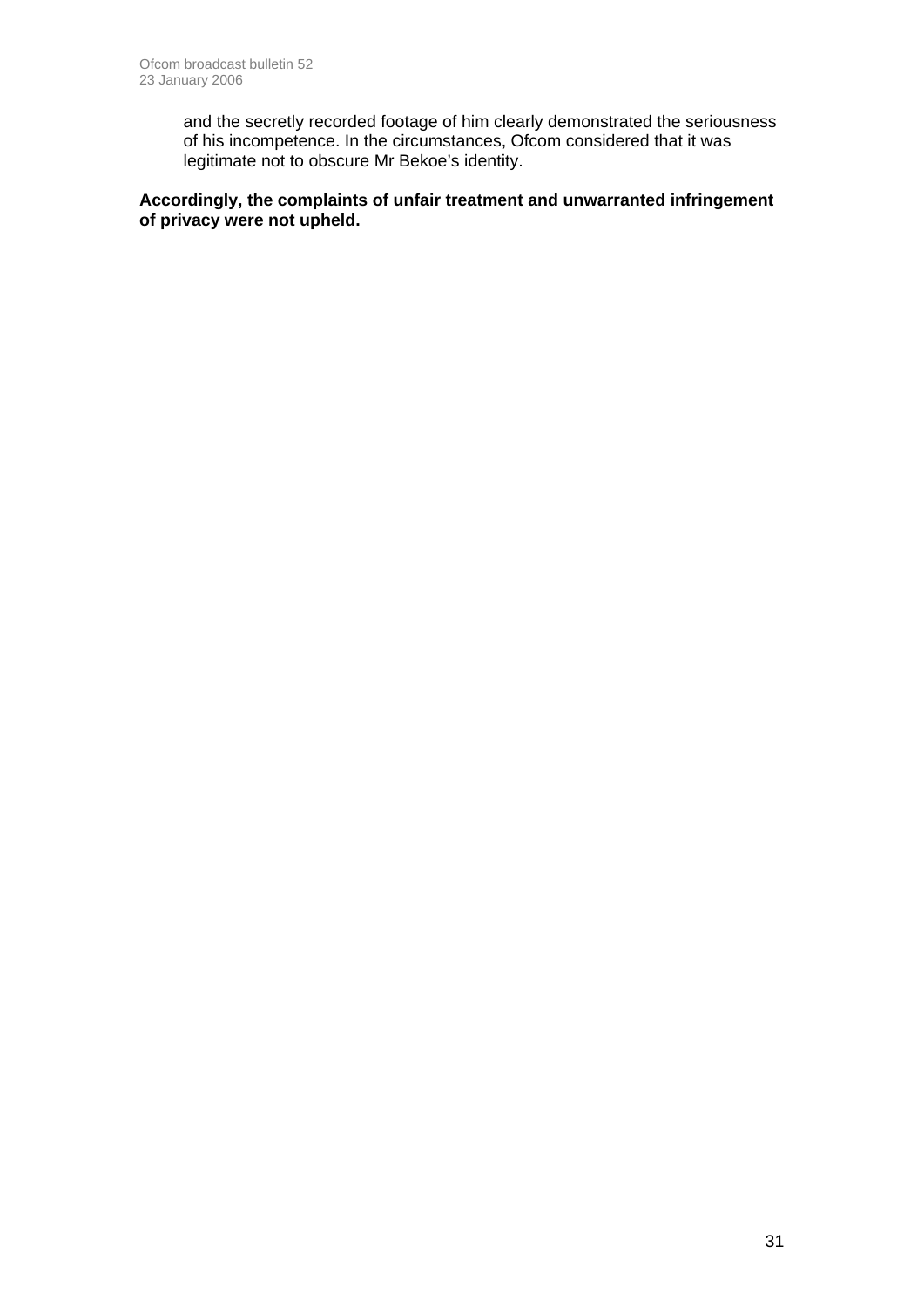and the secretly recorded footage of him clearly demonstrated the seriousness of his incompetence. In the circumstances, Ofcom considered that it was legitimate not to obscure Mr Bekoe's identity.

**Accordingly, the complaints of unfair treatment and unwarranted infringement of privacy were not upheld.**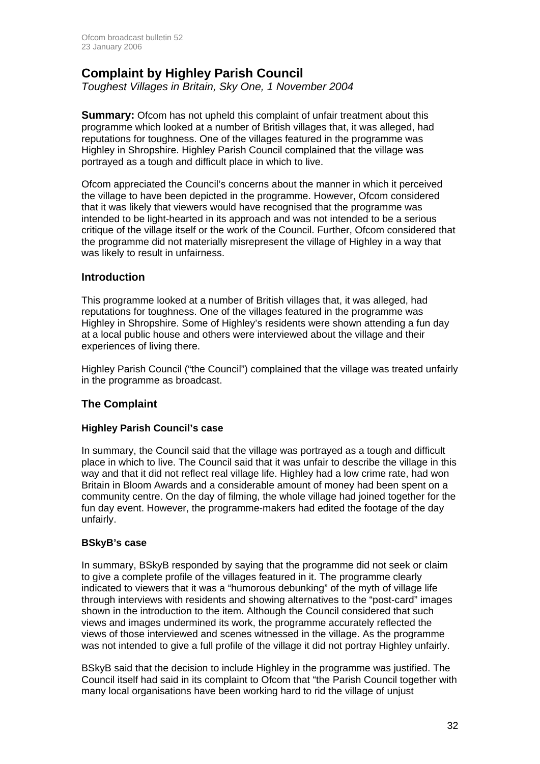# Complaint by Highley Parish Council

*Toughest Villages in Britain, Sky One, 1 November 2004*

**Summary:** Ofcom has not upheld this complaint of unfair treatment about this programme which looked at a number of British villages that, it was alleged, had reputations for toughness. One of the villages featured in the programme was Highley in Shropshire. Highley Parish Council complained that the village was portrayed as a tough and difficult place in which to live.

Ofcom appreciated the Council's concerns about the manner in which it perceived the village to have been depicted in the programme. However, Ofcom considered that it was likely that viewers would have recognised that the programme was intended to be light-hearted in its approach and was not intended to be a serious critique of the village itself or the work of the Council. Further, Ofcom considered that the programme did not materially misrepresent the village of Highley in a way that was likely to result in unfairness.

## Introduction

This programme looked at a number of British villages that, it was alleged, had reputations for toughness. One of the villages featured in the programme was Highley in Shropshire. Some of Highley's residents were shown attending a fun day at a local public house and others were interviewed about the village and their experiences of living there.

Highley Parish Council ("the Council") complained that the village was treated unfairly in the programme as broadcast.

## The Complaint

### Highley Parish Council's case

In summary, the Council said that the village was portrayed as a tough and difficult place in which to live. The Council said that it was unfair to describe the village in this way and that it did not reflect real village life. Highley had a low crime rate, had won Britain in Bloom Awards and a considerable amount of money had been spent on a community centre. On the day of filming, the whole village had joined together for the fun day event. However, the programme-makers had edited the footage of the day unfairly.

### BSkyB's case

In summary, BSkyB responded by saying that the programme did not seek or claim to give a complete profile of the villages featured in it. The programme clearly indicated to viewers that it was a "humorous debunking" of the myth of village life through interviews with residents and showing alternatives to the "post-card" images shown in the introduction to the item. Although the Council considered that such views and images undermined its work, the programme accurately reflected the views of those interviewed and scenes witnessed in the village. As the programme was not intended to give a full profile of the village it did not portray Highley unfairly.

BSkyB said that the decision to include Highley in the programme was justified. The Council itself had said in its complaint to Ofcom that "the Parish Council together with many local organisations have been working hard to rid the village of unjust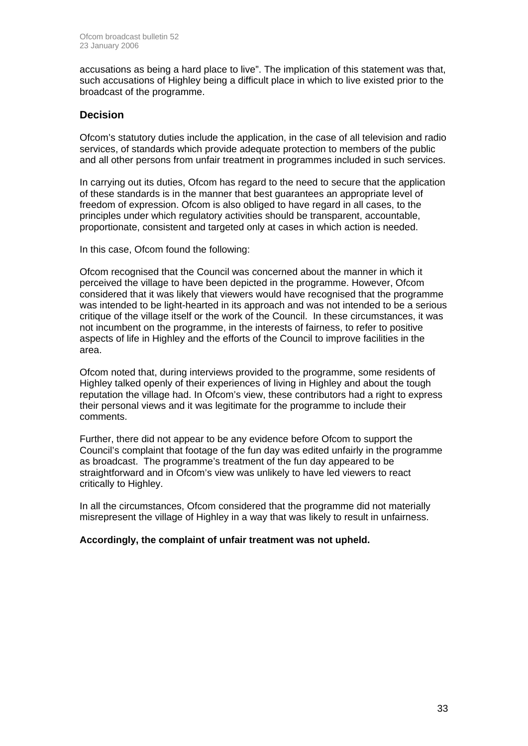accusations as being a hard place to live". The implication of this statement was that, such accusations of Highley being a difficult place in which to live existed prior to the broadcast of the programme.

## Decision

Ofcom's statutory duties include the application, in the case of all television and radio services, of standards which provide adequate protection to members of the public and all other persons from unfair treatment in programmes included in such services.

In carrying out its duties, Ofcom has regard to the need to secure that the application of these standards is in the manner that best guarantees an appropriate level of freedom of expression. Ofcom is also obliged to have regard in all cases, to the principles under which regulatory activities should be transparent, accountable, proportionate, consistent and targeted only at cases in which action is needed.

In this case, Ofcom found the following:

Ofcom recognised that the Council was concerned about the manner in which it perceived the village to have been depicted in the programme. However, Ofcom considered that it was likely that viewers would have recognised that the programme was intended to be light-hearted in its approach and was not intended to be a serious critique of the village itself or the work of the Council. In these circumstances, it was not incumbent on the programme, in the interests of fairness, to refer to positive aspects of life in Highley and the efforts of the Council to improve facilities in the area.

Ofcom noted that, during interviews provided to the programme, some residents of Highley talked openly of their experiences of living in Highley and about the tough reputation the village had. In Ofcom's view, these contributors had a right to express their personal views and it was legitimate for the programme to include their comments.

Further, there did not appear to be any evidence before Ofcom to support the Council's complaint that footage of the fun day was edited unfairly in the programme as broadcast. The programme's treatment of the fun day appeared to be straightforward and in Ofcom's view was unlikely to have led viewers to react critically to Highley.

In all the circumstances, Ofcom considered that the programme did not materially misrepresent the village of Highley in a way that was likely to result in unfairness.

**Accordingly, the complaint of unfair treatment was not upheld.**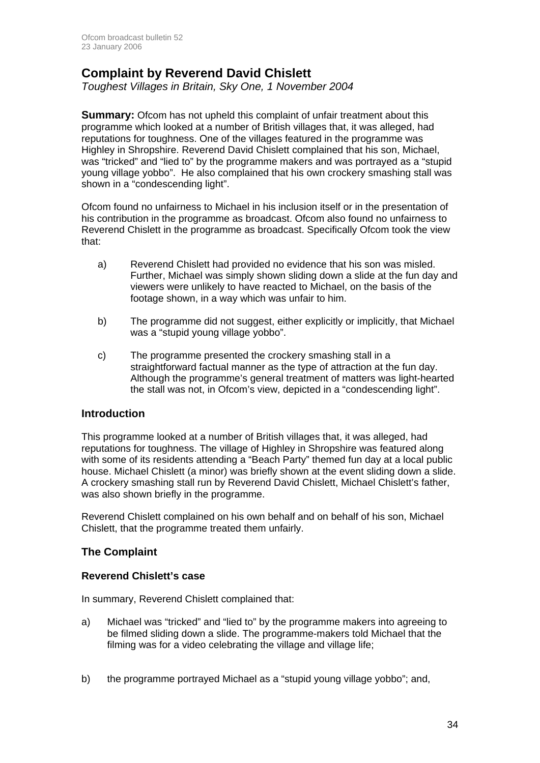# Complaint by Reverend David Chislett

*Toughest Villages in Britain, Sky One, 1 November 2004*

**Summary:** Ofcom has not upheld this complaint of unfair treatment about this programme which looked at a number of British villages that, it was alleged, had reputations for toughness. One of the villages featured in the programme was Highley in Shropshire. Reverend David Chislett complained that his son, Michael, was "tricked" and "lied to" by the programme makers and was portrayed as a "stupid young village yobbo". He also complained that his own crockery smashing stall was shown in a "condescending light".

Ofcom found no unfairness to Michael in his inclusion itself or in the presentation of his contribution in the programme as broadcast. Ofcom also found no unfairness to Reverend Chislett in the programme as broadcast. Specifically Ofcom took the view that:

a) Reverend Chislett had provided no evidence that his son was misled. Further, Michael was simply shown sliding down a slide at the fun day and viewers were unlikely to have reacted to Michael, on the basis of the footage shown, in a way which was unfair to him.

b) The programme did not suggest, either explicitly or implicitly, that Michael was a "stupid young village yobbo".

c) The programme presented the crockery smashing stall in a straightforward factual manner as the type of attraction at the fun day. Although the programme's general treatment of matters was light-hearted the stall was not, in Ofcom's view, depicted in a "condescending light".

## Introduction

This programme looked at a number of British villages that, it was alleged, had reputations for toughness. The village of Highley in Shropshire was featured along with some of its residents attending a "Beach Party" themed fun day at a local public house. Michael Chislett (a minor) was briefly shown at the event sliding down a slide. A crockery smashing stall run by Reverend David Chislett, Michael Chislett's father, was also shown briefly in the programme.

Reverend Chislett complained on his own behalf and on behalf of his son, Michael Chislett, that the programme treated them unfairly.

## The Complaint

### Reverend Chislett's case

In summary, Reverend Chislett complained that:

a) Michael was "tricked" and "lied to" by the programme makers into agreeing to be filmed sliding down a slide. The programme-makers told Michael that the filming was for a video celebrating the village and village life;

b) the programme portrayed Michael as a "stupid young village yobbo"; and,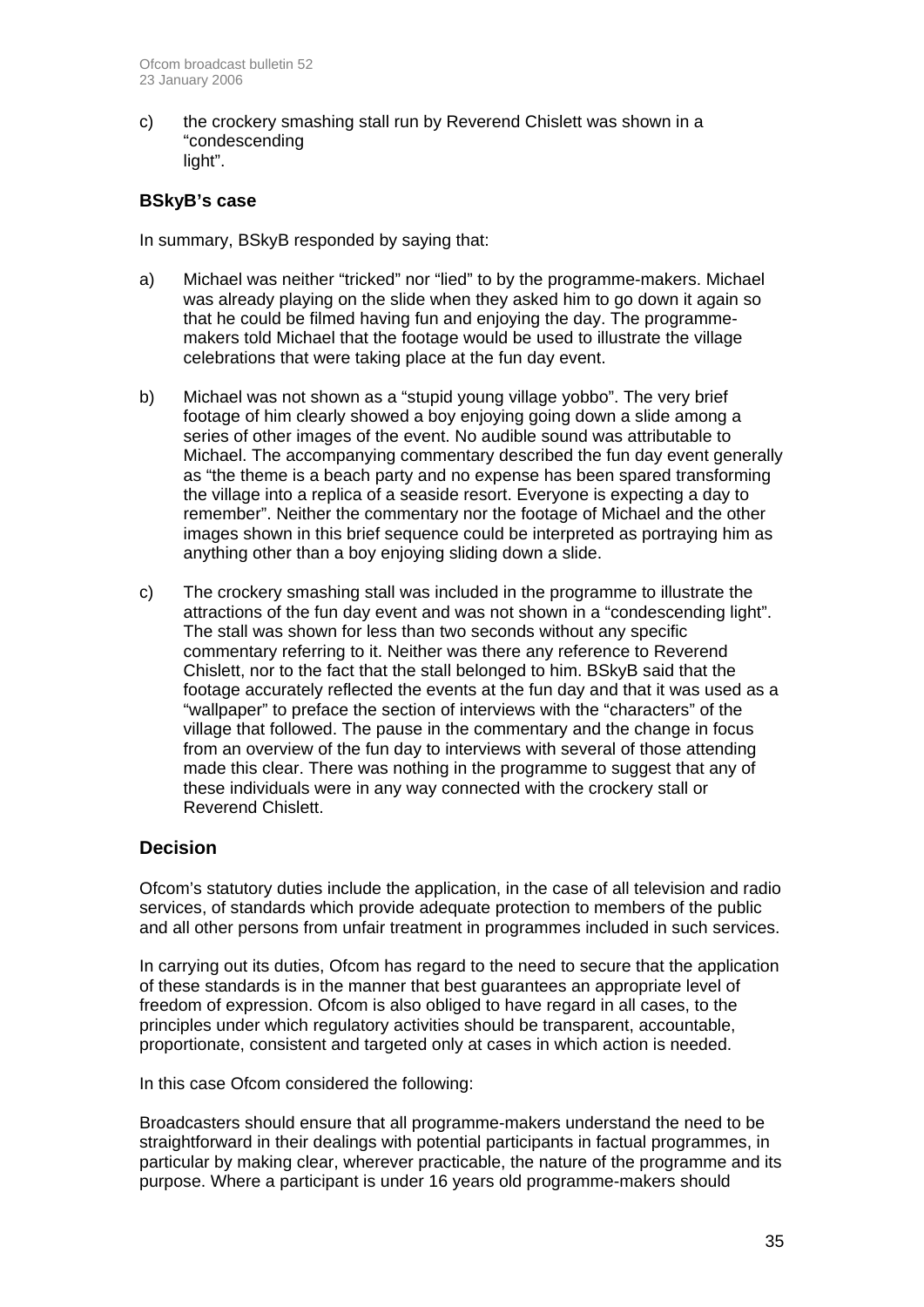c) the crockery smashing stall run by Reverend Chislett was shown in a "condescending light".

### BSkyB's case

In summary, BSkyB responded by saying that:

a) Michael was neither "tricked" nor "lied" to by the programme-makers. Michael was already playing on the slide when they asked him to go down it again so that he could be filmed having fun and enjoying the day. The programme-makers told Michael that the footage would be used to illustrate the village celebrations that were taking place at the fun day event.

b) Michael was not shown as a "stupid young village yobbo". The very brief footage of him clearly showed a boy enjoying going down a slide among a series of other images of the event. No audible sound was attributable to Michael. The accompanying commentary described the fun day event generally as "the theme is a beach party and no expense has been spared transforming the village into a replica of a seaside resort. Everyone is expecting a day to remember". Neither the commentary nor the footage of Michael and the other images shown in this brief sequence could be interpreted as portraying him as anything other than a boy enjoying sliding down a slide.

c) The crockery smashing stall was included in the programme to illustrate the attractions of the fun day event and was not shown in a "condescending light". The stall was shown for less than two seconds without any specific commentary referring to it. Neither was there any reference to Reverend Chislett, nor to the fact that the stall belonged to him. BSkyB said that the footage accurately reflected the events at the fun day and that it was used as a "wallpaper" to preface the section of interviews with the "characters" of the village that followed. The pause in the commentary and the change in focus from an overview of the fun day to interviews with several of those attending made this clear. There was nothing in the programme to suggest that any of these individuals were in any way connected with the crockery stall or Reverend Chislett.

## Decision

Ofcom's statutory duties include the application, in the case of all television and radio services, of standards which provide adequate protection to members of the public and all other persons from unfair treatment in programmes included in such services.

In carrying out its duties, Ofcom has regard to the need to secure that the application of these standards is in the manner that best guarantees an appropriate level of freedom of expression. Ofcom is also obliged to have regard in all cases, to the principles under which regulatory activities should be transparent, accountable, proportionate, consistent and targeted only at cases in which action is needed.

In this case Ofcom considered the following:

Broadcasters should ensure that all programme-makers understand the need to be straightforward in their dealings with potential participants in factual programmes, in particular by making clear, wherever practicable, the nature of the programme and its purpose. Where a participant is under 16 years old programme-makers should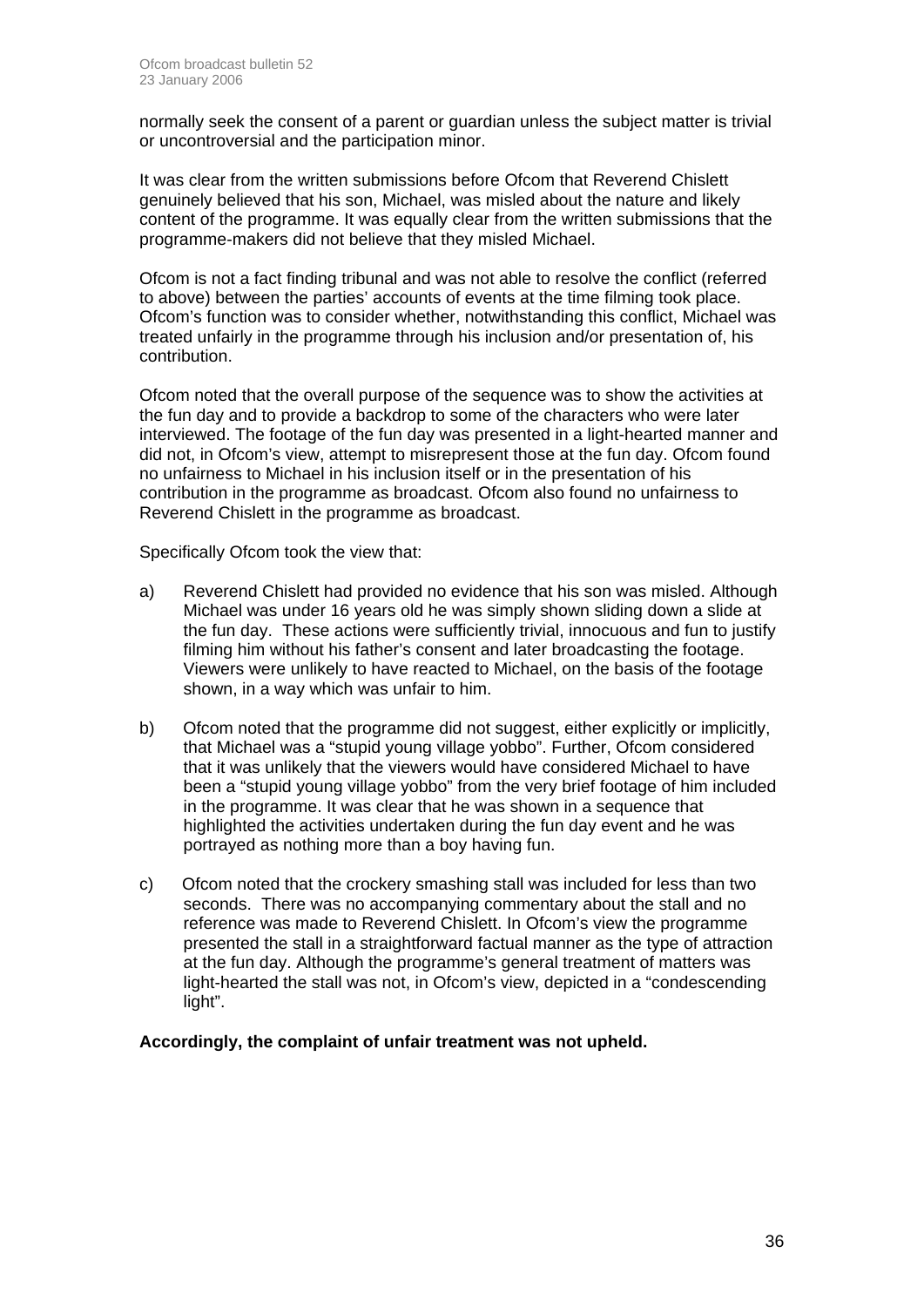normally seek the consent of a parent or guardian unless the subject matter is trivial or uncontroversial and the participation minor.

It was clear from the written submissions before Ofcom that Reverend Chislett genuinely believed that his son, Michael, was misled about the nature and likely content of the programme. It was equally clear from the written submissions that the programme-makers did not believe that they misled Michael.

Ofcom is not a fact finding tribunal and was not able to resolve the conflict (referred to above) between the parties' accounts of events at the time filming took place. Ofcom's function was to consider whether, notwithstanding this conflict, Michael was treated unfairly in the programme through his inclusion and/or presentation of, his contribution.

Ofcom noted that the overall purpose of the sequence was to show the activities at the fun day and to provide a backdrop to some of the characters who were later interviewed. The footage of the fun day was presented in a light-hearted manner and did not, in Ofcom's view, attempt to misrepresent those at the fun day. Ofcom found no unfairness to Michael in his inclusion itself or in the presentation of his contribution in the programme as broadcast. Ofcom also found no unfairness to Reverend Chislett in the programme as broadcast.

Specifically Ofcom took the view that:

a) Reverend Chislett had provided no evidence that his son was misled. Although Michael was under 16 years old he was simply shown sliding down a slide at the fun day. These actions were sufficiently trivial, innocuous and fun to justify filming him without his father's consent and later broadcasting the footage. Viewers were unlikely to have reacted to Michael, on the basis of the footage shown, in a way which was unfair to him.

b) Ofcom noted that the programme did not suggest, either explicitly or implicitly, that Michael was a "stupid young village yobbo". Further, Ofcom considered that it was unlikely that the viewers would have considered Michael to have been a "stupid young village yobbo" from the very brief footage of him included in the programme. It was clear that he was shown in a sequence that highlighted the activities undertaken during the fun day event and he was portrayed as nothing more than a boy having fun.

c) Ofcom noted that the crockery smashing stall was included for less than two seconds. There was no accompanying commentary about the stall and no reference was made to Reverend Chislett. In Ofcom's view the programme presented the stall in a straightforward factual manner as the type of attraction at the fun day. Although the programme's general treatment of matters was light-hearted the stall was not, in Ofcom's view, depicted in a "condescending light".

**Accordingly, the complaint of unfair treatment was not upheld.**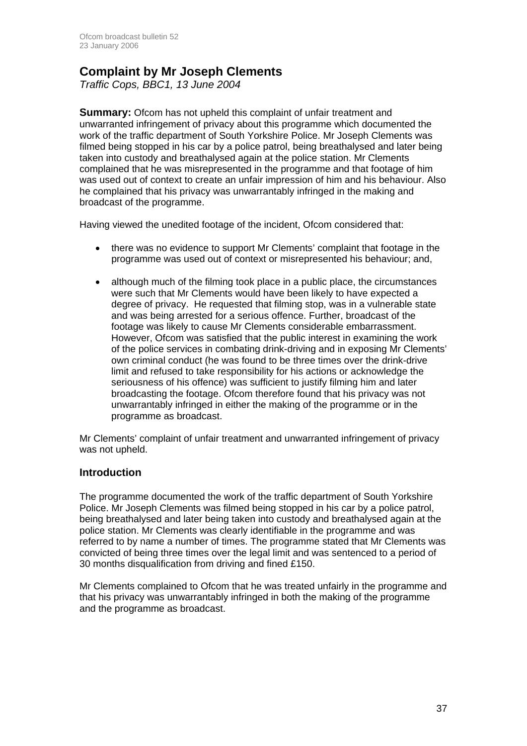## Complaint by Mr Joseph Clements

*Traffic Cops, BBC1, 13 June 2004*

**Summary:** Ofcom has not upheld this complaint of unfair treatment and unwarranted infringement of privacy about this programme which documented the work of the traffic department of South Yorkshire Police. Mr Joseph Clements was filmed being stopped in his car by a police patrol, being breathalysed and later being taken into custody and breathalysed again at the police station. Mr Clements complained that he was misrepresented in the programme and that footage of him was used out of context to create an unfair impression of him and his behaviour. Also he complained that his privacy was unwarrantably infringed in the making and broadcast of the programme.

Having viewed the unedited footage of the incident, Ofcom considered that:

- there was no evidence to support Mr Clements' complaint that footage in the programme was used out of context or misrepresented his behaviour; and,
- although much of the filming took place in a public place, the circumstances were such that Mr Clements would have been likely to have expected a degree of privacy. He requested that filming stop, was in a vulnerable state and was being arrested for a serious offence. Further, broadcast of the footage was likely to cause Mr Clements considerable embarrassment. However, Ofcom was satisfied that the public interest in examining the work of the police services in combating drink-driving and in exposing Mr Clements' own criminal conduct (he was found to be three times over the drink-drive limit and refused to take responsibility for his actions or acknowledge the seriousness of his offence) was sufficient to justify filming him and later broadcasting the footage. Ofcom therefore found that his privacy was not unwarrantably infringed in either the making of the programme or in the programme as broadcast.

Mr Clements' complaint of unfair treatment and unwarranted infringement of privacy was not upheld.

### Introduction

The programme documented the work of the traffic department of South Yorkshire Police. Mr Joseph Clements was filmed being stopped in his car by a police patrol, being breathalysed and later being taken into custody and breathalysed again at the police station. Mr Clements was clearly identifiable in the programme and was referred to by name a number of times. The programme stated that Mr Clements was convicted of being three times over the legal limit and was sentenced to a period of 30 months disqualification from driving and fined £150.

Mr Clements complained to Ofcom that he was treated unfairly in the programme and that his privacy was unwarrantably infringed in both the making of the programme and the programme as broadcast.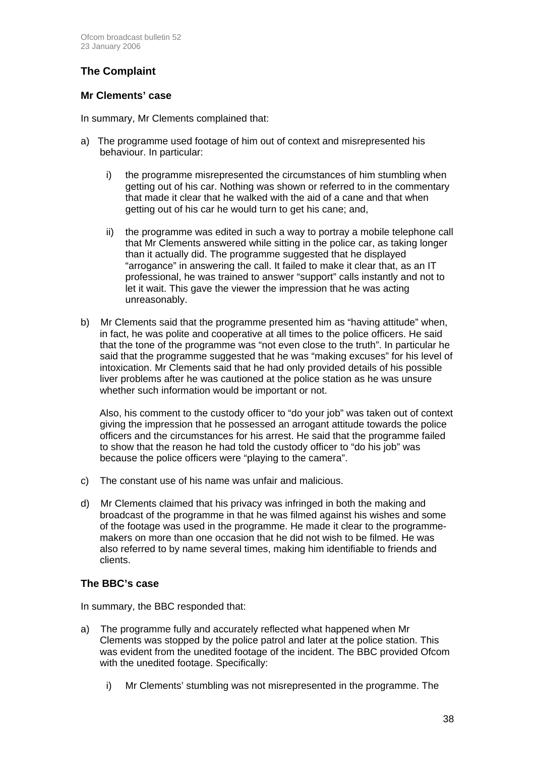## The Complaint

### Mr Clements' case

In summary, Mr Clements complained that:

a) The programme used footage of him out of context and misrepresented his behaviour. In particular:

   i) the programme misrepresented the circumstances of him stumbling when getting out of his car. Nothing was shown or referred to in the commentary that made it clear that he walked with the aid of a cane and that when getting out of his car he would turn to get his cane; and,

   ii) the programme was edited in such a way to portray a mobile telephone call that Mr Clements answered while sitting in the police car, as taking longer than it actually did. The programme suggested that he displayed "arrogance" in answering the call. It failed to make it clear that, as an IT professional, he was trained to answer "support" calls instantly and not to let it wait. This gave the viewer the impression that he was acting unreasonably.

b) Mr Clements said that the programme presented him as "having attitude" when, in fact, he was polite and cooperative at all times to the police officers. He said that the tone of the programme was "not even close to the truth". In particular he said that the programme suggested that he was "making excuses" for his level of intoxication. Mr Clements said that he had only provided details of his possible liver problems after he was cautioned at the police station as he was unsure whether such information would be important or not.

   Also, his comment to the custody officer to "do your job" was taken out of context giving the impression that he possessed an arrogant attitude towards the police officers and the circumstances for his arrest. He said that the programme failed to show that the reason he had told the custody officer to "do his job" was because the police officers were "playing to the camera".

c) The constant use of his name was unfair and malicious.

d) Mr Clements claimed that his privacy was infringed in both the making and broadcast of the programme in that he was filmed against his wishes and some of the footage was used in the programme. He made it clear to the programme-makers on more than one occasion that he did not wish to be filmed. He was also referred to by name several times, making him identifiable to friends and clients.

### The BBC's case

In summary, the BBC responded that:

a) The programme fully and accurately reflected what happened when Mr Clements was stopped by the police patrol and later at the police station. This was evident from the unedited footage of the incident. The BBC provided Ofcom with the unedited footage. Specifically:

   i) Mr Clements' stumbling was not misrepresented in the programme. The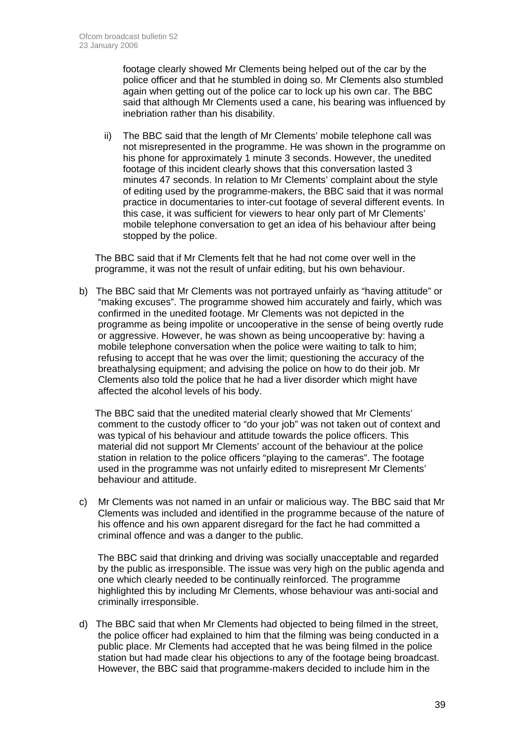footage clearly showed Mr Clements being helped out of the car by the police officer and that he stumbled in doing so. Mr Clements also stumbled again when getting out of the police car to lock up his own car. The BBC said that although Mr Clements used a cane, his bearing was influenced by inebriation rather than his disability.

ii) The BBC said that the length of Mr Clements' mobile telephone call was not misrepresented in the programme. He was shown in the programme on his phone for approximately 1 minute 3 seconds. However, the unedited footage of this incident clearly shows that this conversation lasted 3 minutes 47 seconds. In relation to Mr Clements' complaint about the style of editing used by the programme-makers, the BBC said that it was normal practice in documentaries to inter-cut footage of several different events. In this case, it was sufficient for viewers to hear only part of Mr Clements' mobile telephone conversation to get an idea of his behaviour after being stopped by the police.

The BBC said that if Mr Clements felt that he had not come over well in the programme, it was not the result of unfair editing, but his own behaviour.

b) The BBC said that Mr Clements was not portrayed unfairly as "having attitude" or "making excuses". The programme showed him accurately and fairly, which was confirmed in the unedited footage. Mr Clements was not depicted in the programme as being impolite or uncooperative in the sense of being overtly rude or aggressive. However, he was shown as being uncooperative by: having a mobile telephone conversation when the police were waiting to talk to him; refusing to accept that he was over the limit; questioning the accuracy of the breathalysing equipment; and advising the police on how to do their job. Mr Clements also told the police that he had a liver disorder which might have affected the alcohol levels of his body.

The BBC said that the unedited material clearly showed that Mr Clements' comment to the custody officer to "do your job" was not taken out of context and was typical of his behaviour and attitude towards the police officers. This material did not support Mr Clements' account of the behaviour at the police station in relation to the police officers "playing to the cameras". The footage used in the programme was not unfairly edited to misrepresent Mr Clements' behaviour and attitude.

c) Mr Clements was not named in an unfair or malicious way. The BBC said that Mr Clements was included and identified in the programme because of the nature of his offence and his own apparent disregard for the fact he had committed a criminal offence and was a danger to the public.

The BBC said that drinking and driving was socially unacceptable and regarded by the public as irresponsible. The issue was very high on the public agenda and one which clearly needed to be continually reinforced. The programme highlighted this by including Mr Clements, whose behaviour was anti-social and criminally irresponsible.

d) The BBC said that when Mr Clements had objected to being filmed in the street, the police officer had explained to him that the filming was being conducted in a public place. Mr Clements had accepted that he was being filmed in the police station but had made clear his objections to any of the footage being broadcast. However, the BBC said that programme-makers decided to include him in the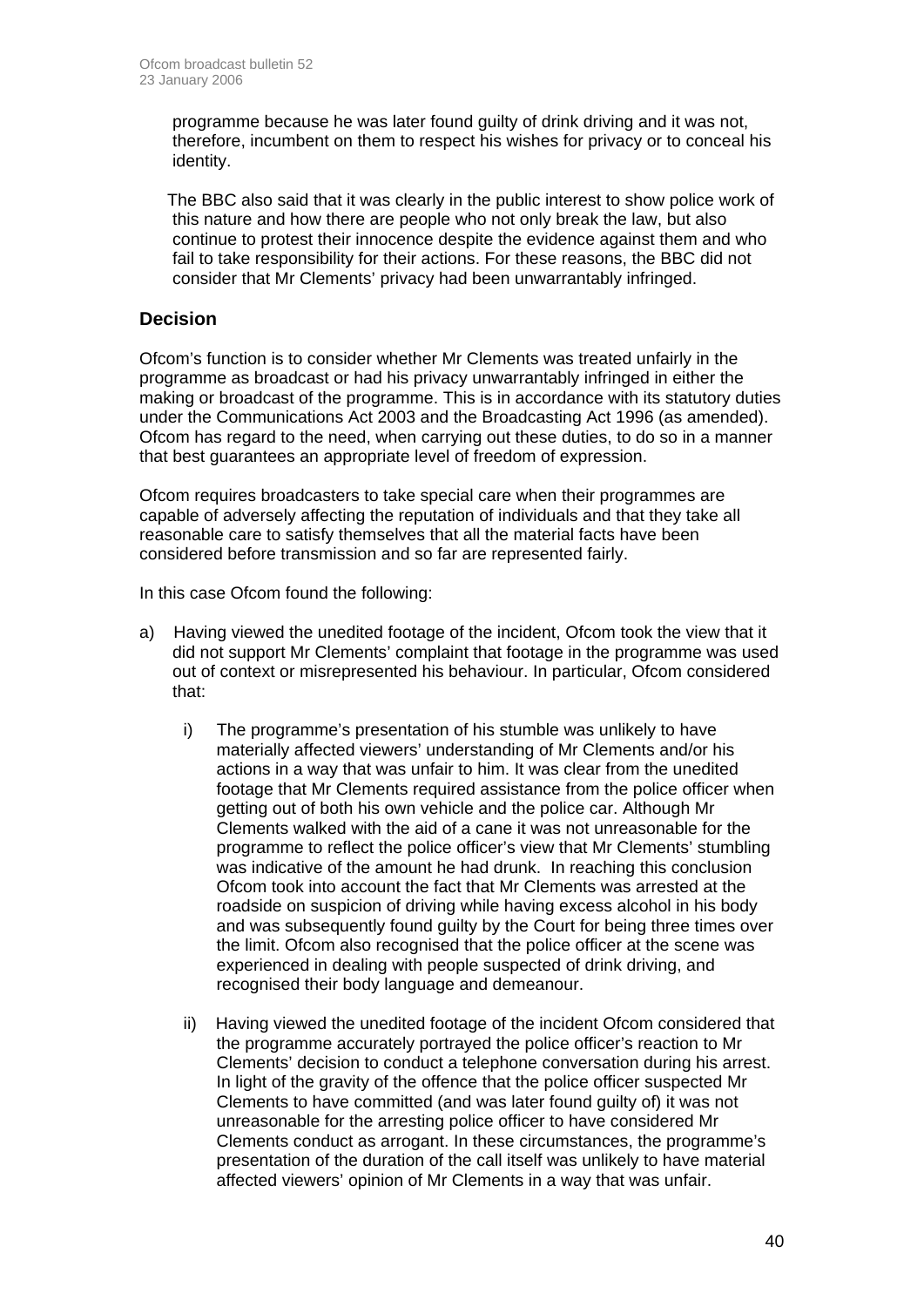programme because he was later found guilty of drink driving and it was not, therefore, incumbent on them to respect his wishes for privacy or to conceal his identity.

The BBC also said that it was clearly in the public interest to show police work of this nature and how there are people who not only break the law, but also continue to protest their innocence despite the evidence against them and who fail to take responsibility for their actions. For these reasons, the BBC did not consider that Mr Clements' privacy had been unwarrantably infringed.

## Decision

Ofcom's function is to consider whether Mr Clements was treated unfairly in the programme as broadcast or had his privacy unwarrantably infringed in either the making or broadcast of the programme. This is in accordance with its statutory duties under the Communications Act 2003 and the Broadcasting Act 1996 (as amended). Ofcom has regard to the need, when carrying out these duties, to do so in a manner that best guarantees an appropriate level of freedom of expression.

Ofcom requires broadcasters to take special care when their programmes are capable of adversely affecting the reputation of individuals and that they take all reasonable care to satisfy themselves that all the material facts have been considered before transmission and so far are represented fairly.

In this case Ofcom found the following:

a) Having viewed the unedited footage of the incident, Ofcom took the view that it did not support Mr Clements' complaint that footage in the programme was used out of context or misrepresented his behaviour. In particular, Ofcom considered that:

   i) The programme's presentation of his stumble was unlikely to have materially affected viewers' understanding of Mr Clements and/or his actions in a way that was unfair to him. It was clear from the unedited footage that Mr Clements required assistance from the police officer when getting out of both his own vehicle and the police car. Although Mr Clements walked with the aid of a cane it was not unreasonable for the programme to reflect the police officer's view that Mr Clements' stumbling was indicative of the amount he had drunk. In reaching this conclusion Ofcom took into account the fact that Mr Clements was arrested at the roadside on suspicion of driving while having excess alcohol in his body and was subsequently found guilty by the Court for being three times over the limit. Ofcom also recognised that the police officer at the scene was experienced in dealing with people suspected of drink driving, and recognised their body language and demeanour.

   ii) Having viewed the unedited footage of the incident Ofcom considered that the programme accurately portrayed the police officer's reaction to Mr Clements' decision to conduct a telephone conversation during his arrest. In light of the gravity of the offence that the police officer suspected Mr Clements to have committed (and was later found guilty of) it was not unreasonable for the arresting police officer to have considered Mr Clements conduct as arrogant. In these circumstances, the programme's presentation of the duration of the call itself was unlikely to have material affected viewers' opinion of Mr Clements in a way that was unfair.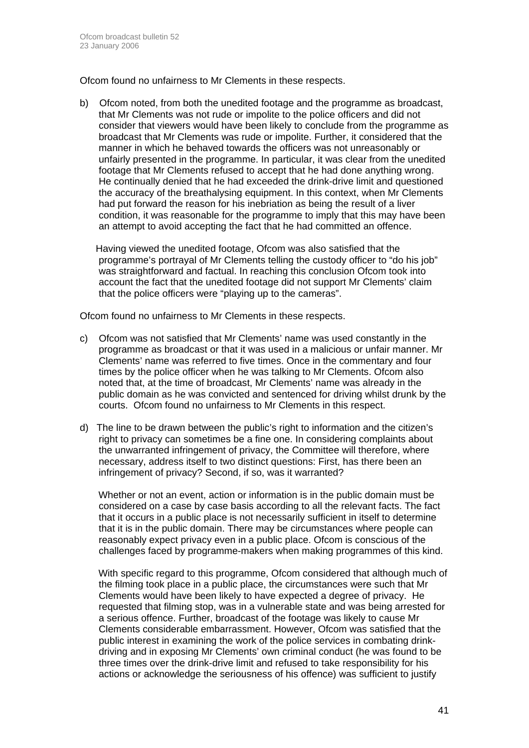Ofcom found no unfairness to Mr Clements in these respects.

b) Ofcom noted, from both the unedited footage and the programme as broadcast, that Mr Clements was not rude or impolite to the police officers and did not consider that viewers would have been likely to conclude from the programme as broadcast that Mr Clements was rude or impolite. Further, it considered that the manner in which he behaved towards the officers was not unreasonably or unfairly presented in the programme. In particular, it was clear from the unedited footage that Mr Clements refused to accept that he had done anything wrong. He continually denied that he had exceeded the drink-drive limit and questioned the accuracy of the breathalysing equipment. In this context, when Mr Clements had put forward the reason for his inebriation as being the result of a liver condition, it was reasonable for the programme to imply that this may have been an attempt to avoid accepting the fact that he had committed an offence.

   Having viewed the unedited footage, Ofcom was also satisfied that the programme's portrayal of Mr Clements telling the custody officer to "do his job" was straightforward and factual. In reaching this conclusion Ofcom took into account the fact that the unedited footage did not support Mr Clements' claim that the police officers were "playing up to the cameras".

Ofcom found no unfairness to Mr Clements in these respects.

c) Ofcom was not satisfied that Mr Clements' name was used constantly in the programme as broadcast or that it was used in a malicious or unfair manner. Mr Clements' name was referred to five times. Once in the commentary and four times by the police officer when he was talking to Mr Clements. Ofcom also noted that, at the time of broadcast, Mr Clements' name was already in the public domain as he was convicted and sentenced for driving whilst drunk by the courts. Ofcom found no unfairness to Mr Clements in this respect.

d) The line to be drawn between the public's right to information and the citizen's right to privacy can sometimes be a fine one. In considering complaints about the unwarranted infringement of privacy, the Committee will therefore, where necessary, address itself to two distinct questions: First, has there been an infringement of privacy? Second, if so, was it warranted?

   Whether or not an event, action or information is in the public domain must be considered on a case by case basis according to all the relevant facts. The fact that it occurs in a public place is not necessarily sufficient in itself to determine that it is in the public domain. There may be circumstances where people can reasonably expect privacy even in a public place. Ofcom is conscious of the challenges faced by programme-makers when making programmes of this kind.

   With specific regard to this programme, Ofcom considered that although much of the filming took place in a public place, the circumstances were such that Mr Clements would have been likely to have expected a degree of privacy. He requested that filming stop, was in a vulnerable state and was being arrested for a serious offence. Further, broadcast of the footage was likely to cause Mr Clements considerable embarrassment. However, Ofcom was satisfied that the public interest in examining the work of the police services in combating drink-driving and in exposing Mr Clements' own criminal conduct (he was found to be three times over the drink-drive limit and refused to take responsibility for his actions or acknowledge the seriousness of his offence) was sufficient to justify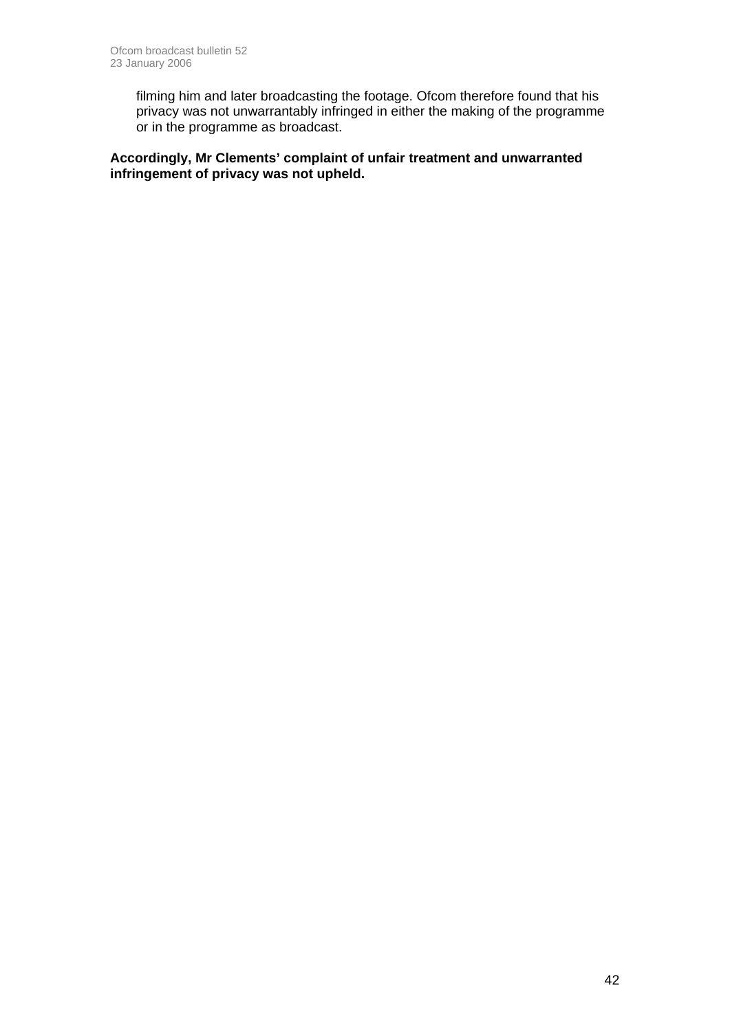filming him and later broadcasting the footage. Ofcom therefore found that his privacy was not unwarrantably infringed in either the making of the programme or in the programme as broadcast.

**Accordingly, Mr Clements' complaint of unfair treatment and unwarranted infringement of privacy was not upheld.**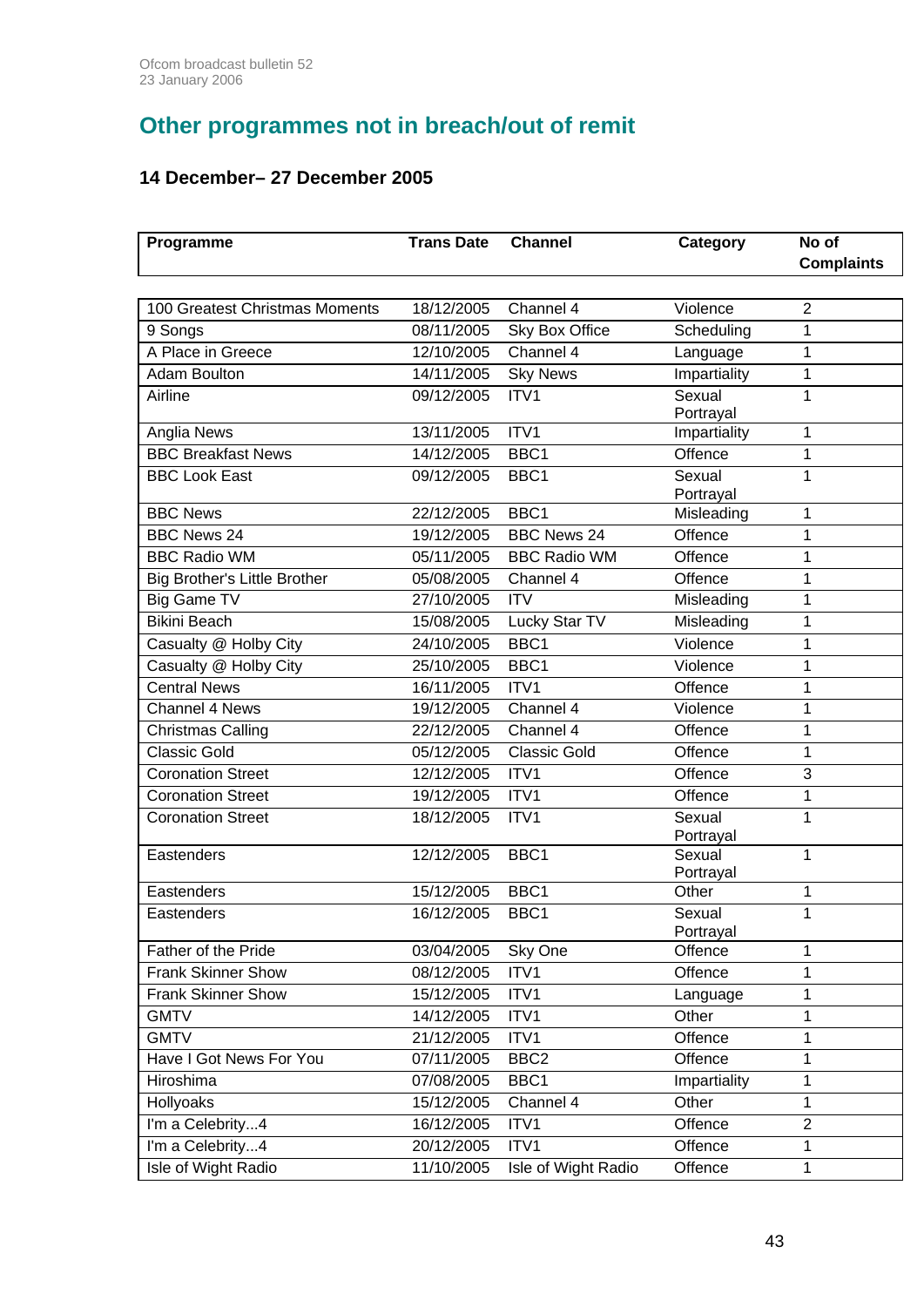## Other programmes not in breach/out of remit

### 14 December– 27 December 2005

| Programme | Trans Date | Channel | Category | No of Complaints |
|---|---|---|---|---|
| 100 Greatest Christmas Moments | 18/12/2005 | Channel 4 | Violence | 2 |
| 9 Songs | 08/11/2005 | Sky Box Office | Scheduling | 1 |
| A Place in Greece | 12/10/2005 | Channel 4 | Language | 1 |
| Adam Boulton | 14/11/2005 | Sky News | Impartiality | 1 |
| Airline | 09/12/2005 | ITV1 | Sexual Portrayal | 1 |
| Anglia News | 13/11/2005 | ITV1 | Impartiality | 1 |
| BBC Breakfast News | 14/12/2005 | BBC1 | Offence | 1 |
| BBC Look East | 09/12/2005 | BBC1 | Sexual Portrayal | 1 |
| BBC News | 22/12/2005 | BBC1 | Misleading | 1 |
| BBC News 24 | 19/12/2005 | BBC News 24 | Offence | 1 |
| BBC Radio WM | 05/11/2005 | BBC Radio WM | Offence | 1 |
| Big Brother's Little Brother | 05/08/2005 | Channel 4 | Offence | 1 |
| Big Game TV | 27/10/2005 | ITV | Misleading | 1 |
| Bikini Beach | 15/08/2005 | Lucky Star TV | Misleading | 1 |
| Casualty @ Holby City | 24/10/2005 | BBC1 | Violence | 1 |
| Casualty @ Holby City | 25/10/2005 | BBC1 | Violence | 1 |
| Central News | 16/11/2005 | ITV1 | Offence | 1 |
| Channel 4 News | 19/12/2005 | Channel 4 | Violence | 1 |
| Christmas Calling | 22/12/2005 | Channel 4 | Offence | 1 |
| Classic Gold | 05/12/2005 | Classic Gold | Offence | 1 |
| Coronation Street | 12/12/2005 | ITV1 | Offence | 3 |
| Coronation Street | 19/12/2005 | ITV1 | Offence | 1 |
| Coronation Street | 18/12/2005 | ITV1 | Sexual Portrayal | 1 |
| Eastenders | 12/12/2005 | BBC1 | Sexual Portrayal | 1 |
| Eastenders | 15/12/2005 | BBC1 | Other | 1 |
| Eastenders | 16/12/2005 | BBC1 | Sexual Portrayal | 1 |
| Father of the Pride | 03/04/2005 | Sky One | Offence | 1 |
| Frank Skinner Show | 08/12/2005 | ITV1 | Offence | 1 |
| Frank Skinner Show | 15/12/2005 | ITV1 | Language | 1 |
| GMTV | 14/12/2005 | ITV1 | Other | 1 |
| GMTV | 21/12/2005 | ITV1 | Offence | 1 |
| Have I Got News For You | 07/11/2005 | BBC2 | Offence | 1 |
| Hiroshima | 07/08/2005 | BBC1 | Impartiality | 1 |
| Hollyoaks | 15/12/2005 | Channel 4 | Other | 1 |
| I'm a Celebrity...4 | 16/12/2005 | ITV1 | Offence | 2 |
| I'm a Celebrity...4 | 20/12/2005 | ITV1 | Offence | 1 |
| Isle of Wight Radio | 11/10/2005 | Isle of Wight Radio | Offence | 1 |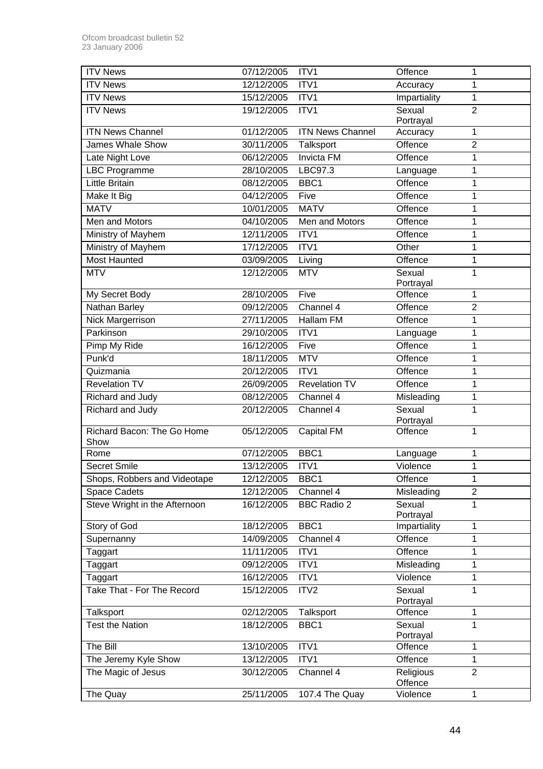| | | | | |
|---|---|---|---|---|
| ITV News | 07/12/2005 | ITV1 | Offence | 1 |
| ITV News | 12/12/2005 | ITV1 | Accuracy | 1 |
| ITV News | 15/12/2005 | ITV1 | Impartiality | 1 |
| ITV News | 19/12/2005 | ITV1 | Sexual Portrayal | 2 |
| ITN News Channel | 01/12/2005 | ITN News Channel | Accuracy | 1 |
| James Whale Show | 30/11/2005 | Talksport | Offence | 2 |
| Late Night Love | 06/12/2005 | Invicta FM | Offence | 1 |
| LBC Programme | 28/10/2005 | LBC97.3 | Language | 1 |
| Little Britain | 08/12/2005 | BBC1 | Offence | 1 |
| Make It Big | 04/12/2005 | Five | Offence | 1 |
| MATV | 10/01/2005 | MATV | Offence | 1 |
| Men and Motors | 04/10/2005 | Men and Motors | Offence | 1 |
| Ministry of Mayhem | 12/11/2005 | ITV1 | Offence | 1 |
| Ministry of Mayhem | 17/12/2005 | ITV1 | Other | 1 |
| Most Haunted | 03/09/2005 | Living | Offence | 1 |
| MTV | 12/12/2005 | MTV | Sexual Portrayal | 1 |
| My Secret Body | 28/10/2005 | Five | Offence | 1 |
| Nathan Barley | 09/12/2005 | Channel 4 | Offence | 2 |
| Nick Margerrison | 27/11/2005 | Hallam FM | Offence | 1 |
| Parkinson | 29/10/2005 | ITV1 | Language | 1 |
| Pimp My Ride | 16/12/2005 | Five | Offence | 1 |
| Punk'd | 18/11/2005 | MTV | Offence | 1 |
| Quizmania | 20/12/2005 | ITV1 | Offence | 1 |
| Revelation TV | 26/09/2005 | Revelation TV | Offence | 1 |
| Richard and Judy | 08/12/2005 | Channel 4 | Misleading | 1 |
| Richard and Judy | 20/12/2005 | Channel 4 | Sexual Portrayal | 1 |
| Richard Bacon: The Go Home Show | 05/12/2005 | Capital FM | Offence | 1 |
| Rome | 07/12/2005 | BBC1 | Language | 1 |
| Secret Smile | 13/12/2005 | ITV1 | Violence | 1 |
| Shops, Robbers and Videotape | 12/12/2005 | BBC1 | Offence | 1 |
| Space Cadets | 12/12/2005 | Channel 4 | Misleading | 2 |
| Steve Wright in the Afternoon | 16/12/2005 | BBC Radio 2 | Sexual Portrayal | 1 |
| Story of God | 18/12/2005 | BBC1 | Impartiality | 1 |
| Supernanny | 14/09/2005 | Channel 4 | Offence | 1 |
| Taggart | 11/11/2005 | ITV1 | Offence | 1 |
| Taggart | 09/12/2005 | ITV1 | Misleading | 1 |
| Taggart | 16/12/2005 | ITV1 | Violence | 1 |
| Take That - For The Record | 15/12/2005 | ITV2 | Sexual Portrayal | 1 |
| Talksport | 02/12/2005 | Talksport | Offence | 1 |
| Test the Nation | 18/12/2005 | BBC1 | Sexual Portrayal | 1 |
| The Bill | 13/10/2005 | ITV1 | Offence | 1 |
| The Jeremy Kyle Show | 13/12/2005 | ITV1 | Offence | 1 |
| The Magic of Jesus | 30/12/2005 | Channel 4 | Religious Offence | 2 |
| The Quay | 25/11/2005 | 107.4 The Quay | Violence | 1 |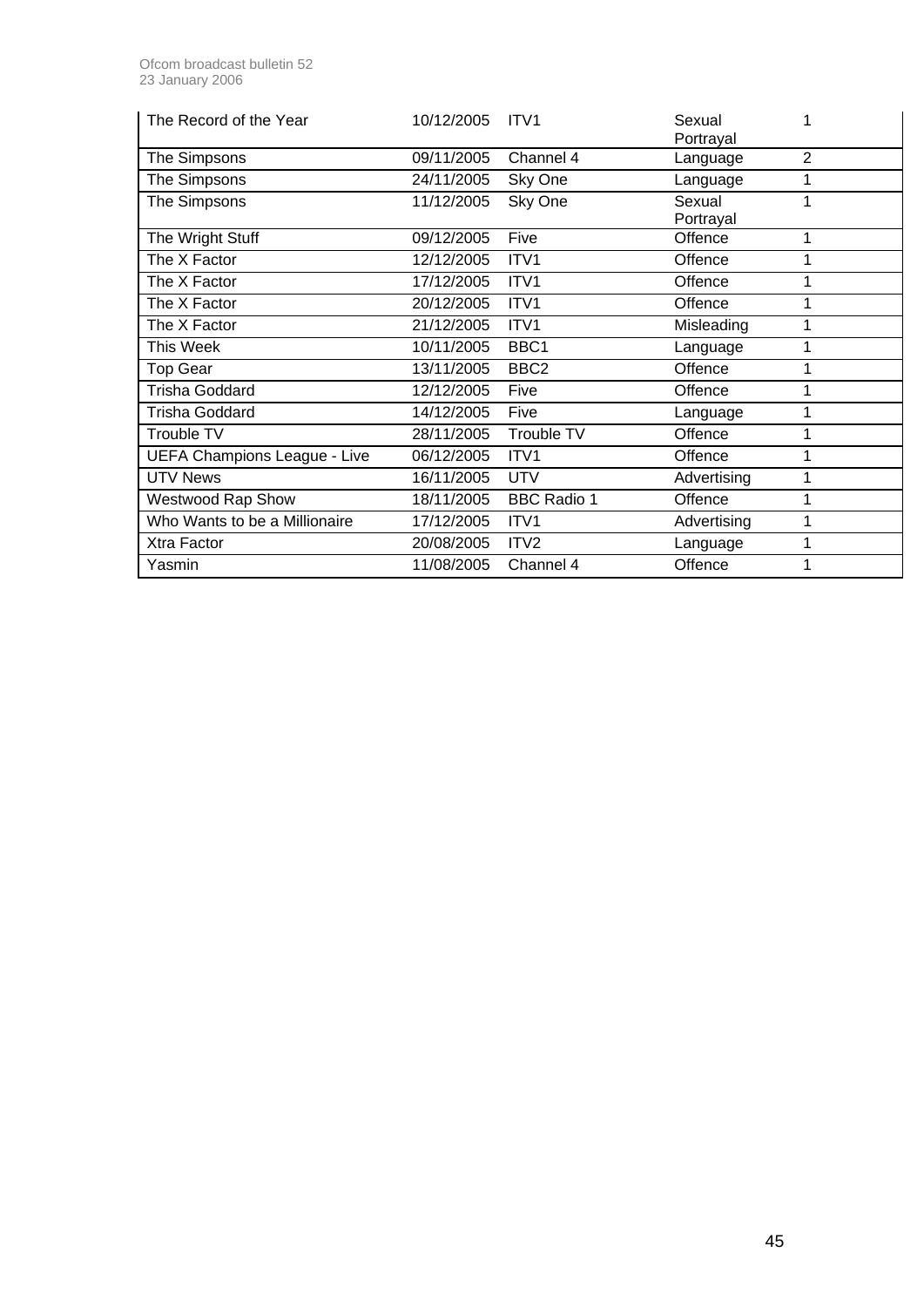| | | | | |
|---|---|---|---|---|
| The Record of the Year | 10/12/2005 | ITV1 | Sexual Portrayal | 1 |
| The Simpsons | 09/11/2005 | Channel 4 | Language | 2 |
| The Simpsons | 24/11/2005 | Sky One | Language | 1 |
| The Simpsons | 11/12/2005 | Sky One | Sexual Portrayal | 1 |
| The Wright Stuff | 09/12/2005 | Five | Offence | 1 |
| The X Factor | 12/12/2005 | ITV1 | Offence | 1 |
| The X Factor | 17/12/2005 | ITV1 | Offence | 1 |
| The X Factor | 20/12/2005 | ITV1 | Offence | 1 |
| The X Factor | 21/12/2005 | ITV1 | Misleading | 1 |
| This Week | 10/11/2005 | BBC1 | Language | 1 |
| Top Gear | 13/11/2005 | BBC2 | Offence | 1 |
| Trisha Goddard | 12/12/2005 | Five | Offence | 1 |
| Trisha Goddard | 14/12/2005 | Five | Language | 1 |
| Trouble TV | 28/11/2005 | Trouble TV | Offence | 1 |
| UEFA Champions League - Live | 06/12/2005 | ITV1 | Offence | 1 |
| UTV News | 16/11/2005 | UTV | Advertising | 1 |
| Westwood Rap Show | 18/11/2005 | BBC Radio 1 | Offence | 1 |
| Who Wants to be a Millionaire | 17/12/2005 | ITV1 | Advertising | 1 |
| Xtra Factor | 20/08/2005 | ITV2 | Language | 1 |
| Yasmin | 11/08/2005 | Channel 4 | Offence | 1 |